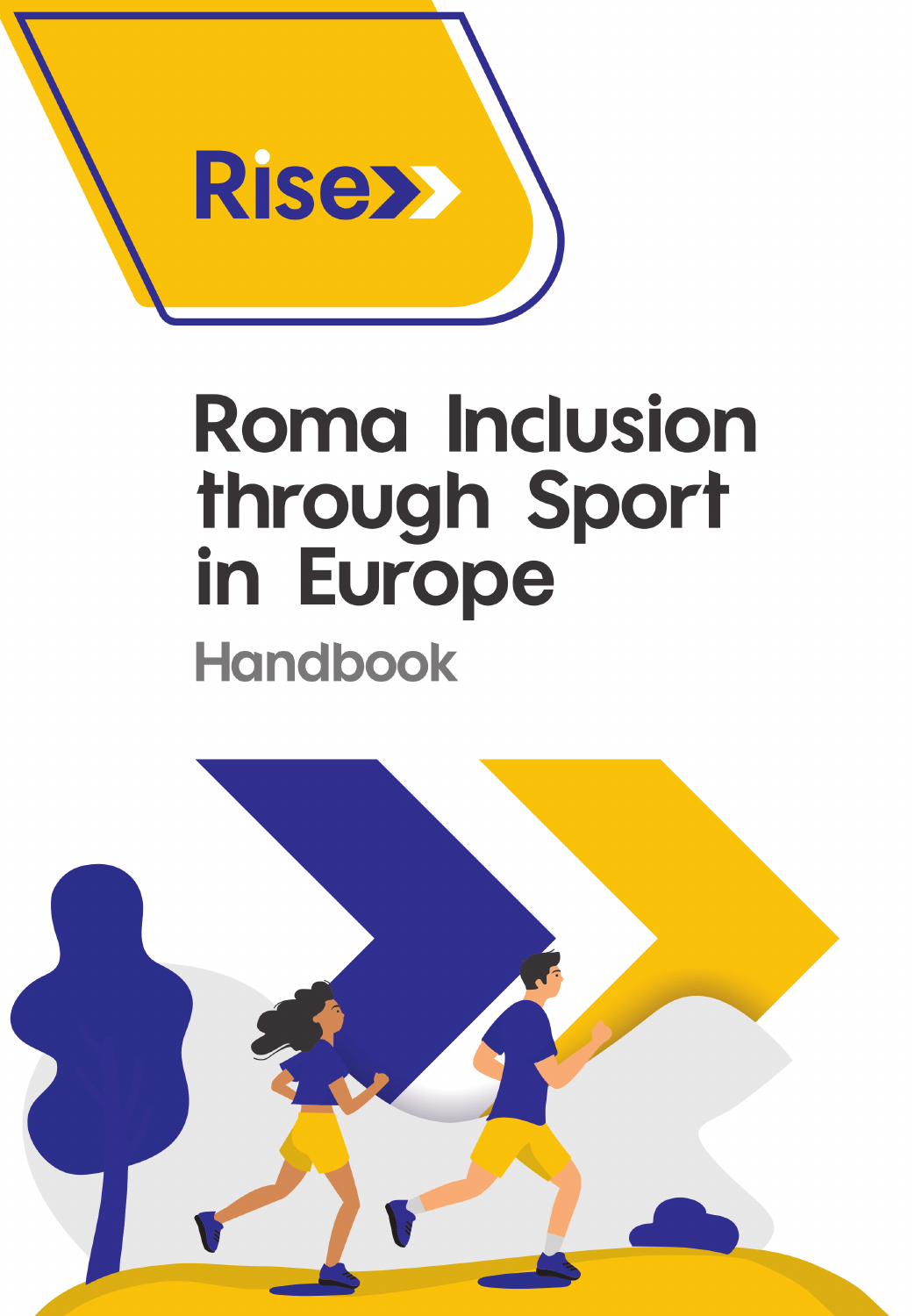Rise

# Roma Inclusion through Sport in Europe

## Handbook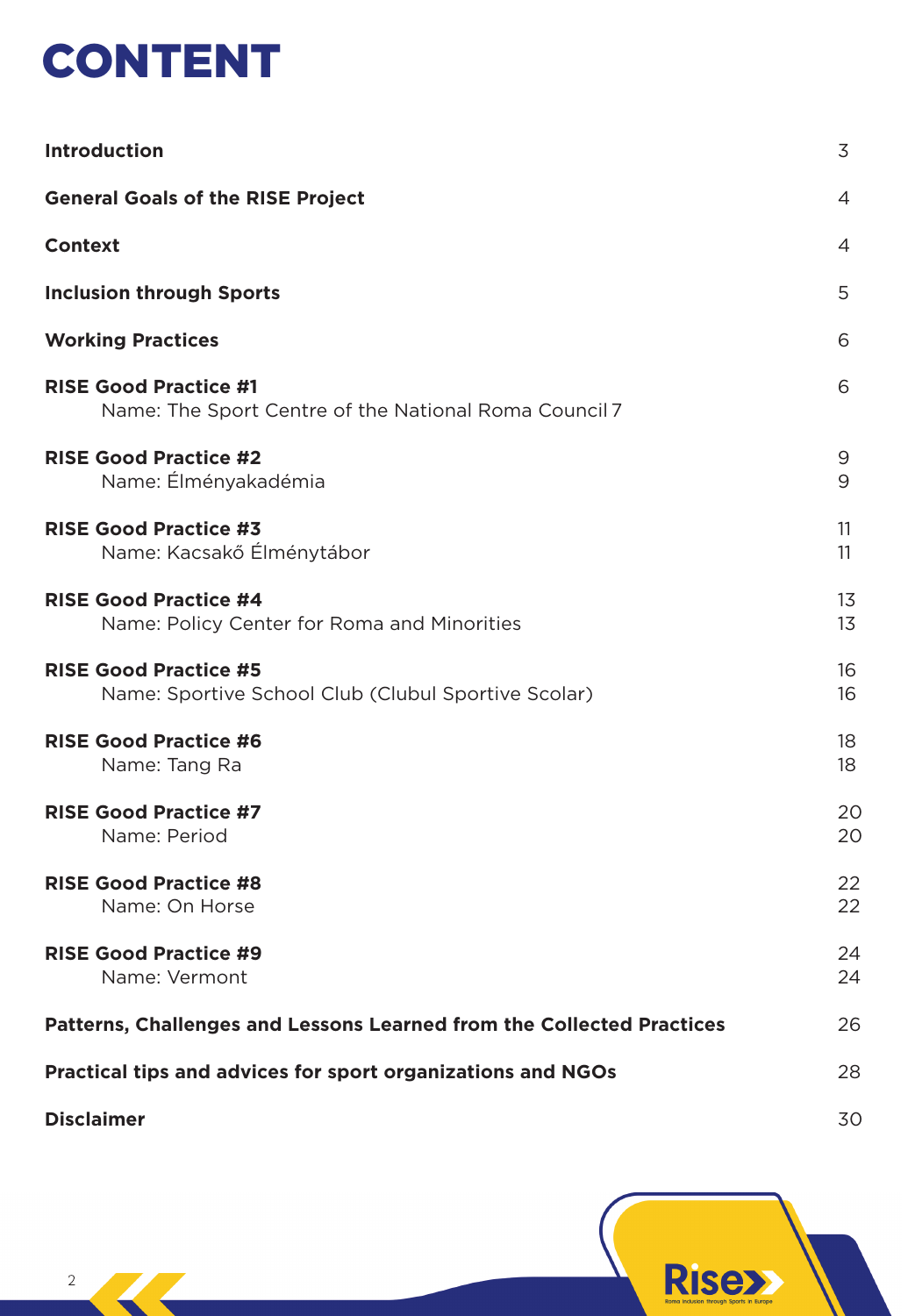# CONTENT

| | |
|---|---|
| **Introduction** | 3 |
| **General Goals of the RISE Project** | 4 |
| **Context** | 4 |
| **Inclusion through Sports** | 5 |
| **Working Practices** | 6 |
| **RISE Good Practice #1** | 6 |
| Name: The Sport Centre of the National Roma Council 7 | |
| **RISE Good Practice #2** | 9 |
| Name: Élményakadémia | 9 |
| **RISE Good Practice #3** | 11 |
| Name: Kacsakő Élménytábor | 11 |
| **RISE Good Practice #4** | 13 |
| Name: Policy Center for Roma and Minorities | 13 |
| **RISE Good Practice #5** | 16 |
| Name: Sportive School Club (Clubul Sportive Scolar) | 16 |
| **RISE Good Practice #6** | 18 |
| Name: Tang Ra | 18 |
| **RISE Good Practice #7** | 20 |
| Name: Period | 20 |
| **RISE Good Practice #8** | 22 |
| Name: On Horse | 22 |
| **RISE Good Practice #9** | 24 |
| Name: Vermont | 24 |
| **Patterns, Challenges and Lessons Learned from the Collected Practices** | 26 |
| **Practical tips and advices for sport organizations and NGOs** | 28 |
| **Disclaimer** | 30 |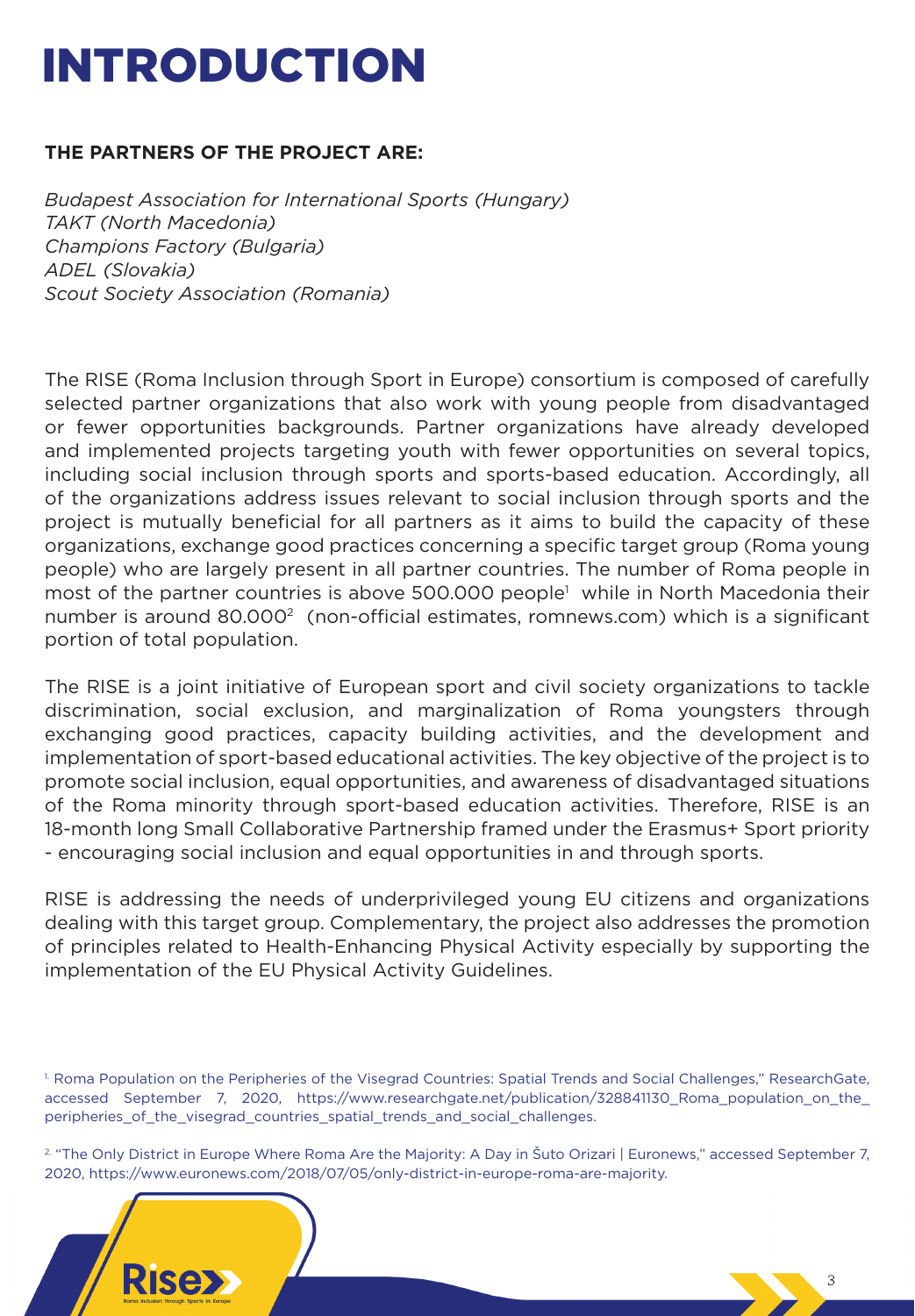# INTRODUCTION

**THE PARTNERS OF THE PROJECT ARE:**

*Budapest Association for International Sports (Hungary)*
*TAKT (North Macedonia)*
*Champions Factory (Bulgaria)*
*ADEL (Slovakia)*
*Scout Society Association (Romania)*

The RISE (Roma Inclusion through Sport in Europe) consortium is composed of carefully selected partner organizations that also work with young people from disadvantaged or fewer opportunities backgrounds. Partner organizations have already developed and implemented projects targeting youth with fewer opportunities on several topics, including social inclusion through sports and sports-based education. Accordingly, all of the organizations address issues relevant to social inclusion through sports and the project is mutually beneficial for all partners as it aims to build the capacity of these organizations, exchange good practices concerning a specific target group (Roma young people) who are largely present in all partner countries. The number of Roma people in most of the partner countries is above 500.000 people[1] while in North Macedonia their number is around 80.000[2] (non-official estimates, romnews.com) which is a significant portion of total population.

The RISE is a joint initiative of European sport and civil society organizations to tackle discrimination, social exclusion, and marginalization of Roma youngsters through exchanging good practices, capacity building activities, and the development and implementation of sport-based educational activities. The key objective of the project is to promote social inclusion, equal opportunities, and awareness of disadvantaged situations of the Roma minority through sport-based education activities. Therefore, RISE is an 18-month long Small Collaborative Partnership framed under the Erasmus+ Sport priority - encouraging social inclusion and equal opportunities in and through sports.

RISE is addressing the needs of underprivileged young EU citizens and organizations dealing with this target group. Complementary, the project also addresses the promotion of principles related to Health-Enhancing Physical Activity especially by supporting the implementation of the EU Physical Activity Guidelines.

[1] Roma Population on the Peripheries of the Visegrad Countries: Spatial Trends and Social Challenges," ResearchGate, accessed September 7, 2020, https://www.researchgate.net/publication/328841130_Roma_population_on_the_peripheries_of_the_visegrad_countries_spatial_trends_and_social_challenges.

[2] "The Only District in Europe Where Roma Are the Majority: A Day in Šuto Orizari | Euronews," accessed September 7, 2020, https://www.euronews.com/2018/07/05/only-district-in-europe-roma-are-majority.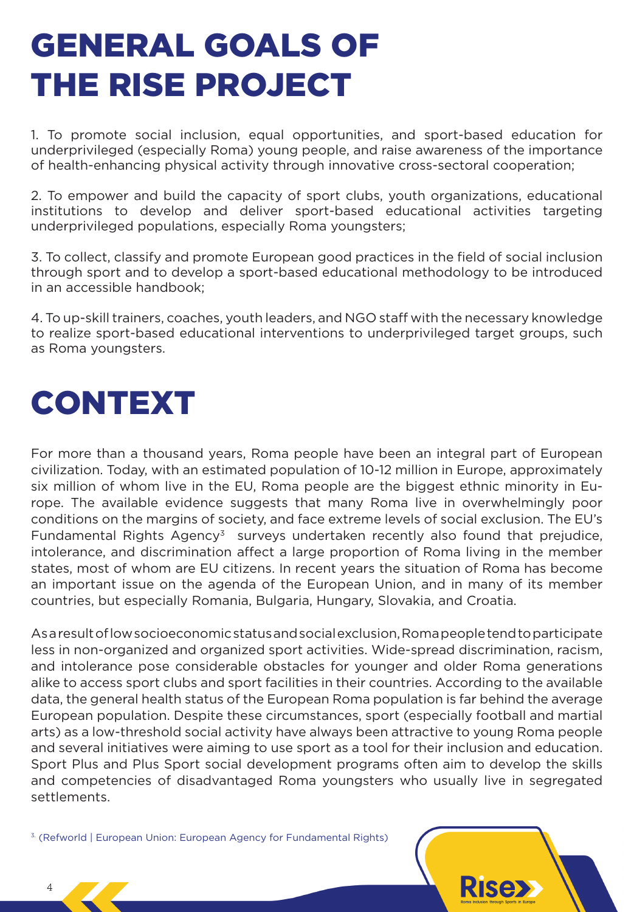# GENERAL GOALS OF THE RISE PROJECT

1. To promote social inclusion, equal opportunities, and sport-based education for underprivileged (especially Roma) young people, and raise awareness of the importance of health-enhancing physical activity through innovative cross-sectoral cooperation;

2. To empower and build the capacity of sport clubs, youth organizations, educational institutions to develop and deliver sport-based educational activities targeting underprivileged populations, especially Roma youngsters;

3. To collect, classify and promote European good practices in the field of social inclusion through sport and to develop a sport-based educational methodology to be introduced in an accessible handbook;

4. To up-skill trainers, coaches, youth leaders, and NGO staff with the necessary knowledge to realize sport-based educational interventions to underprivileged target groups, such as Roma youngsters.

# CONTEXT

For more than a thousand years, Roma people have been an integral part of European civilization. Today, with an estimated population of 10-12 million in Europe, approximately six million of whom live in the EU, Roma people are the biggest ethnic minority in Europe. The available evidence suggests that many Roma live in overwhelmingly poor conditions on the margins of society, and face extreme levels of social exclusion. The EU's Fundamental Rights Agency[3] surveys undertaken recently also found that prejudice, intolerance, and discrimination affect a large proportion of Roma living in the member states, most of whom are EU citizens. In recent years the situation of Roma has become an important issue on the agenda of the European Union, and in many of its member countries, but especially Romania, Bulgaria, Hungary, Slovakia, and Croatia.

As a result of low socioeconomic status and social exclusion, Roma people tend to participate less in non-organized and organized sport activities. Wide-spread discrimination, racism, and intolerance pose considerable obstacles for younger and older Roma generations alike to access sport clubs and sport facilities in their countries. According to the available data, the general health status of the European Roma population is far behind the average European population. Despite these circumstances, sport (especially football and martial arts) as a low-threshold social activity have always been attractive to young Roma people and several initiatives were aiming to use sport as a tool for their inclusion and education. Sport Plus and Plus Sport social development programs often aim to develop the skills and competencies of disadvantaged Roma youngsters who usually live in segregated settlements.

[3] (Refworld | European Union: European Agency for Fundamental Rights)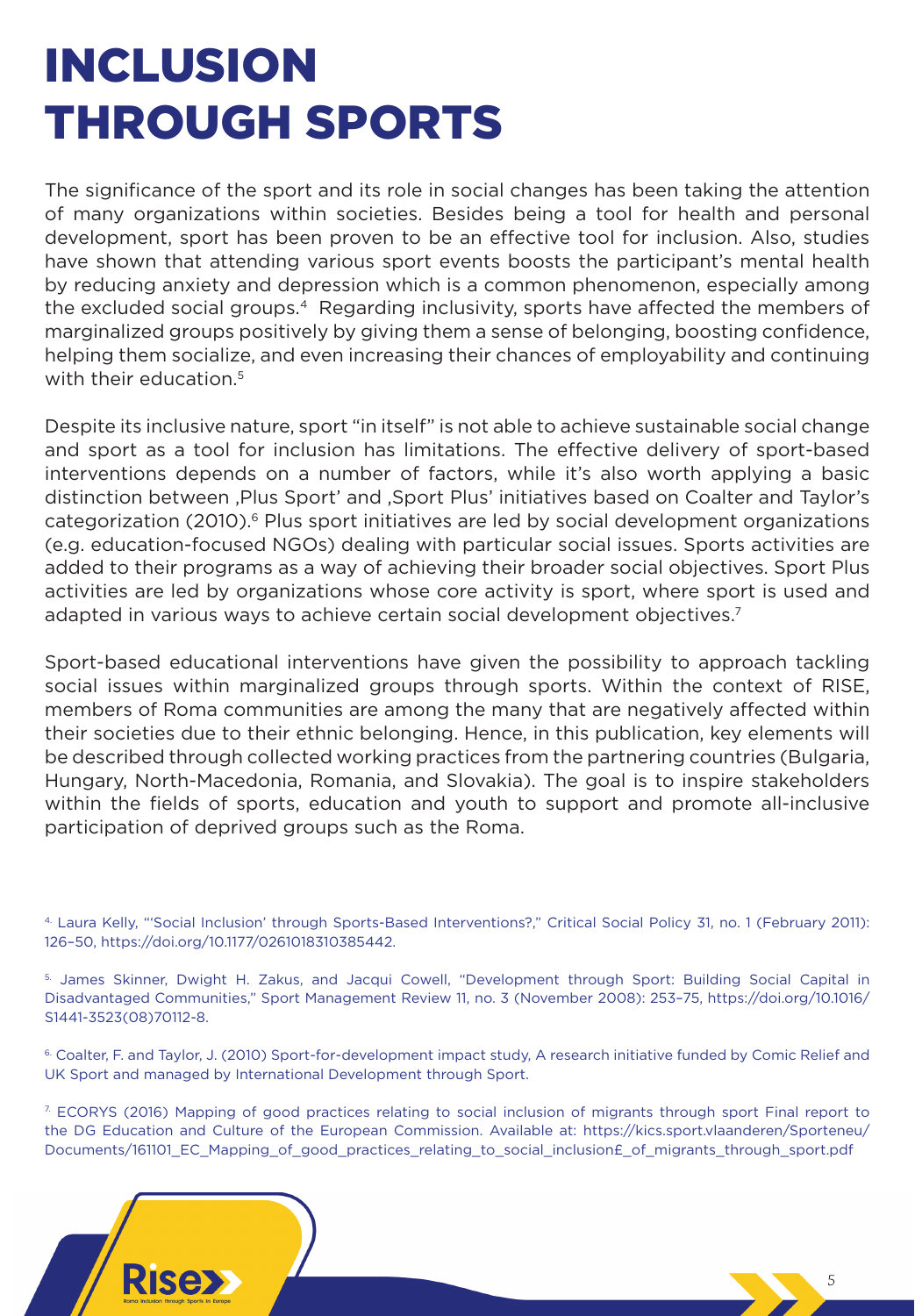# INCLUSION THROUGH SPORTS

The significance of the sport and its role in social changes has been taking the attention of many organizations within societies. Besides being a tool for health and personal development, sport has been proven to be an effective tool for inclusion. Also, studies have shown that attending various sport events boosts the participant's mental health by reducing anxiety and depression which is a common phenomenon, especially among the excluded social groups.[4] Regarding inclusivity, sports have affected the members of marginalized groups positively by giving them a sense of belonging, boosting confidence, helping them socialize, and even increasing their chances of employability and continuing with their education.[5]

Despite its inclusive nature, sport "in itself" is not able to achieve sustainable social change and sport as a tool for inclusion has limitations. The effective delivery of sport-based interventions depends on a number of factors, while it's also worth applying a basic distinction between ‚Plus Sport' and ‚Sport Plus' initiatives based on Coalter and Taylor's categorization (2010).[6] Plus sport initiatives are led by social development organizations (e.g. education-focused NGOs) dealing with particular social issues. Sports activities are added to their programs as a way of achieving their broader social objectives. Sport Plus activities are led by organizations whose core activity is sport, where sport is used and adapted in various ways to achieve certain social development objectives.[7]

Sport-based educational interventions have given the possibility to approach tackling social issues within marginalized groups through sports. Within the context of RISE, members of Roma communities are among the many that are negatively affected within their societies due to their ethnic belonging. Hence, in this publication, key elements will be described through collected working practices from the partnering countries (Bulgaria, Hungary, North-Macedonia, Romania, and Slovakia). The goal is to inspire stakeholders within the fields of sports, education and youth to support and promote all-inclusive participation of deprived groups such as the Roma.

[4] Laura Kelly, "'Social Inclusion' through Sports-Based Interventions?," Critical Social Policy 31, no. 1 (February 2011): 126–50, https://doi.org/10.1177/0261018310385442.

[5] James Skinner, Dwight H. Zakus, and Jacqui Cowell, "Development through Sport: Building Social Capital in Disadvantaged Communities," Sport Management Review 11, no. 3 (November 2008): 253–75, https://doi.org/10.1016/S1441-3523(08)70112-8.

[6] Coalter, F. and Taylor, J. (2010) Sport-for-development impact study, A research initiative funded by Comic Relief and UK Sport and managed by International Development through Sport.

[7] ECORYS (2016) Mapping of good practices relating to social inclusion of migrants through sport Final report to the DG Education and Culture of the European Commission. Available at: https://kics.sport.vlaanderen/Sporteneu/Documents/161101_EC_Mapping_of_good_practices_relating_to_social_inclusion£_of_migrants_through_sport.pdf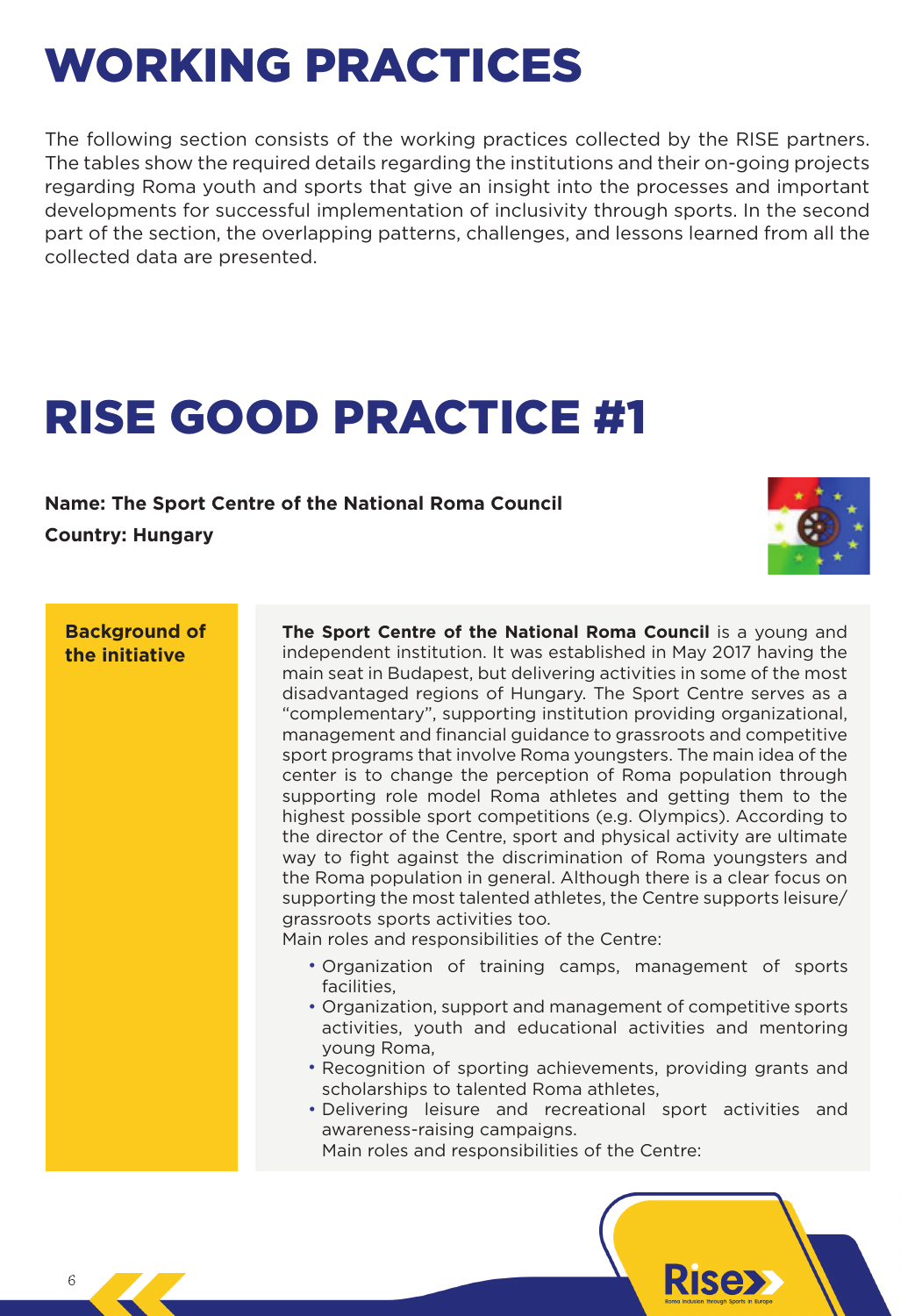# WORKING PRACTICES

The following section consists of the working practices collected by the RISE partners. The tables show the required details regarding the institutions and their on-going projects regarding Roma youth and sports that give an insight into the processes and important developments for successful implementation of inclusivity through sports. In the second part of the section, the overlapping patterns, challenges, and lessons learned from all the collected data are presented.

# RISE GOOD PRACTICE #1

**Name: The Sport Centre of the National Roma Council**

**Country: Hungary**

| **Background of the initiative** | **The Sport Centre of the National Roma Council** is a young and independent institution. It was established in May 2017 having the main seat in Budapest, but delivering activities in some of the most disadvantaged regions of Hungary. The Sport Centre serves as a "complementary", supporting institution providing organizational, management and financial guidance to grassroots and competitive sport programs that involve Roma youngsters. The main idea of the center is to change the perception of Roma population through supporting role model Roma athletes and getting them to the highest possible sport competitions (e.g. Olympics). According to the director of the Centre, sport and physical activity are ultimate way to fight against the discrimination of Roma youngsters and the Roma population in general. Although there is a clear focus on supporting the most talented athletes, the Centre supports leisure/grassroots sports activities too.<br>Main roles and responsibilities of the Centre:<br>• Organization of training camps, management of sports facilities,<br>• Organization, support and management of competitive sports activities, youth and educational activities and mentoring young Roma,<br>• Recognition of sporting achievements, providing grants and scholarships to talented Roma athletes,<br>• Delivering leisure and recreational sport activities and awareness-raising campaigns.<br>Main roles and responsibilities of the Centre: |
|---|---|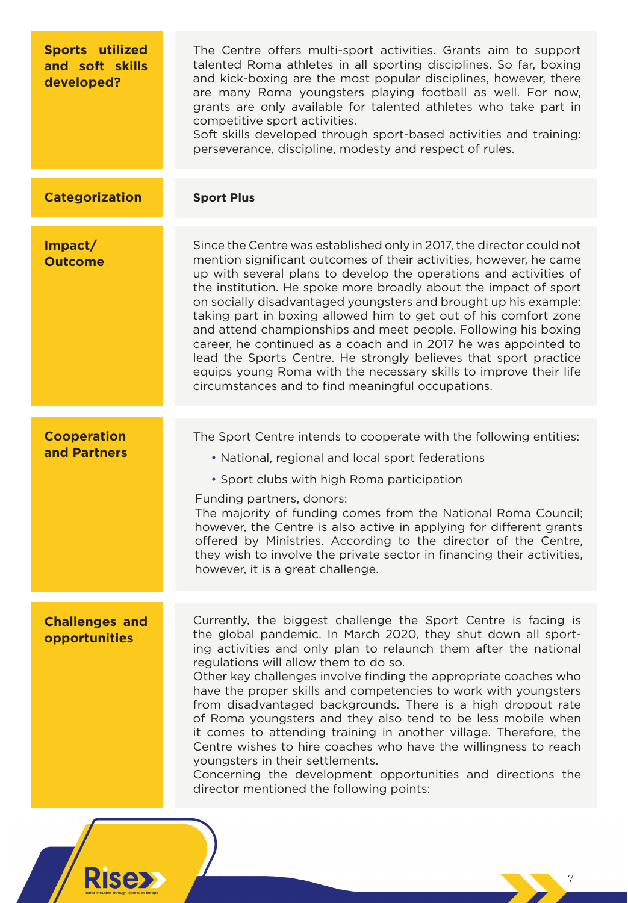| | |
|---|---|
| **Sports utilized and soft skills developed?** | The Centre offers multi-sport activities. Grants aim to support talented Roma athletes in all sporting disciplines. So far, boxing and kick-boxing are the most popular disciplines, however, there are many Roma youngsters playing football as well. For now, grants are only available for talented athletes who take part in competitive sport activities.<br>Soft skills developed through sport-based activities and training: perseverance, discipline, modesty and respect of rules. |
| **Categorization** | **Sport Plus** |
| **Impact/ Outcome** | Since the Centre was established only in 2017, the director could not mention significant outcomes of their activities, however, he came up with several plans to develop the operations and activities of the institution. He spoke more broadly about the impact of sport on socially disadvantaged youngsters and brought up his example: taking part in boxing allowed him to get out of his comfort zone and attend championships and meet people. Following his boxing career, he continued as a coach and in 2017 he was appointed to lead the Sports Centre. He strongly believes that sport practice equips young Roma with the necessary skills to improve their life circumstances and to find meaningful occupations. |
| **Cooperation and Partners** | The Sport Centre intends to cooperate with the following entities:<br>• National, regional and local sport federations<br>• Sport clubs with high Roma participation<br>Funding partners, donors:<br>The majority of funding comes from the National Roma Council; however, the Centre is also active in applying for different grants offered by Ministries. According to the director of the Centre, they wish to involve the private sector in financing their activities, however, it is a great challenge. |
| **Challenges and opportunities** | Currently, the biggest challenge the Sport Centre is facing is the global pandemic. In March 2020, they shut down all sporting activities and only plan to relaunch them after the national regulations will allow them to do so.<br>Other key challenges involve finding the appropriate coaches who have the proper skills and competencies to work with youngsters from disadvantaged backgrounds. There is a high dropout rate of Roma youngsters and they also tend to be less mobile when it comes to attending training in another village. Therefore, the Centre wishes to hire coaches who have the willingness to reach youngsters in their settlements.<br>Concerning the development opportunities and directions the director mentioned the following points: |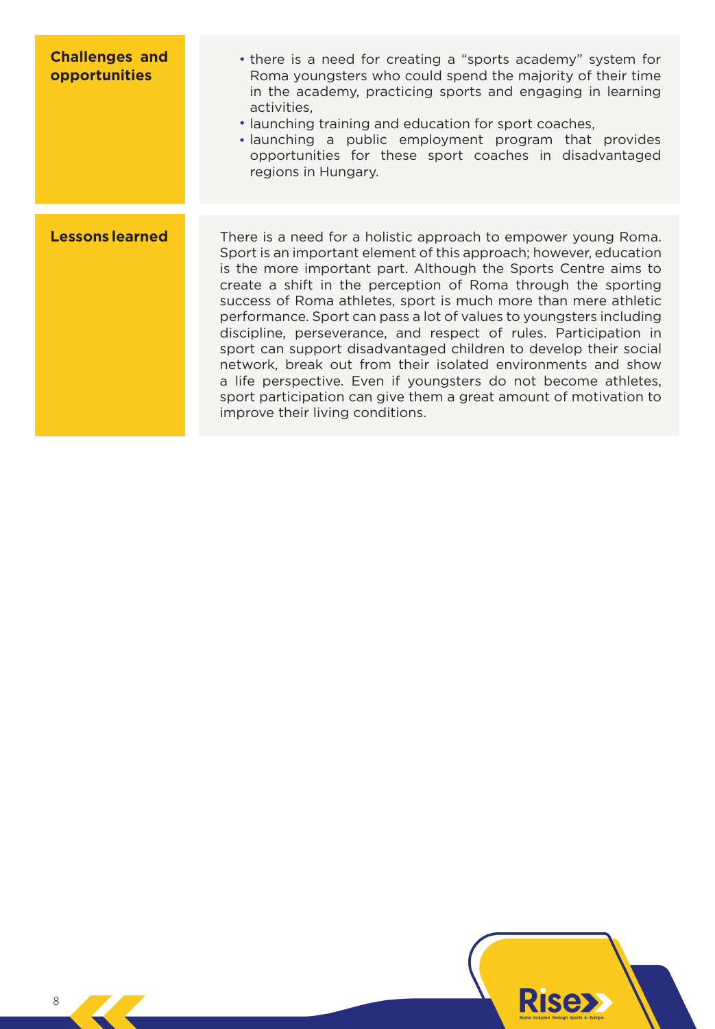| | |
|---|---|
| **Challenges and opportunities** | • there is a need for creating a "sports academy" system for Roma youngsters who could spend the majority of their time in the academy, practicing sports and engaging in learning activities,<br>• launching training and education for sport coaches,<br>• launching a public employment program that provides opportunities for these sport coaches in disadvantaged regions in Hungary. |
| **Lessons learned** | There is a need for a holistic approach to empower young Roma. Sport is an important element of this approach; however, education is the more important part. Although the Sports Centre aims to create a shift in the perception of Roma through the sporting success of Roma athletes, sport is much more than mere athletic performance. Sport can pass a lot of values to youngsters including discipline, perseverance, and respect of rules. Participation in sport can support disadvantaged children to develop their social network, break out from their isolated environments and show a life perspective. Even if youngsters do not become athletes, sport participation can give them a great amount of motivation to improve their living conditions. |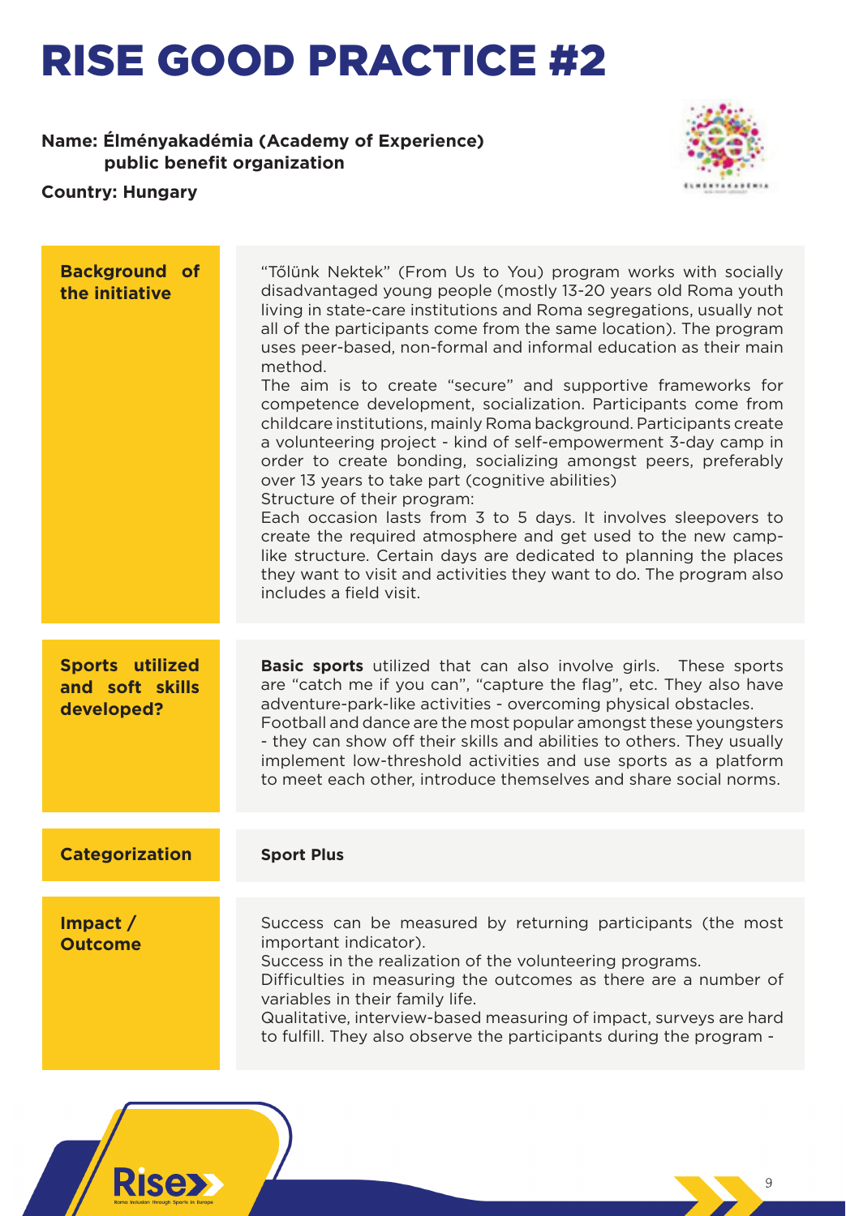# RISE GOOD PRACTICE #2

**Name: Élményakadémia (Academy of Experience) public benefit organization**

**Country: Hungary**

| | |
|---|---|
| **Background of the initiative** | "Tőlünk Nektek" (From Us to You) program works with socially disadvantaged young people (mostly 13-20 years old Roma youth living in state-care institutions and Roma segregations, usually not all of the participants come from the same location). The program uses peer-based, non-formal and informal education as their main method.<br>The aim is to create "secure" and supportive frameworks for competence development, socialization. Participants come from childcare institutions, mainly Roma background. Participants create a volunteering project - kind of self-empowerment 3-day camp in order to create bonding, socializing amongst peers, preferably over 13 years to take part (cognitive abilities)<br>Structure of their program:<br>Each occasion lasts from 3 to 5 days. It involves sleepovers to create the required atmosphere and get used to the new camp-like structure. Certain days are dedicated to planning the places they want to visit and activities they want to do. The program also includes a field visit. |
| **Sports utilized and soft skills developed?** | **Basic sports** utilized that can also involve girls. These sports are "catch me if you can", "capture the flag", etc. They also have adventure-park-like activities - overcoming physical obstacles.<br>Football and dance are the most popular amongst these youngsters - they can show off their skills and abilities to others. They usually implement low-threshold activities and use sports as a platform to meet each other, introduce themselves and share social norms. |
| **Categorization** | **Sport Plus** |
| **Impact / Outcome** | Success can be measured by returning participants (the most important indicator).<br>Success in the realization of the volunteering programs.<br>Difficulties in measuring the outcomes as there are a number of variables in their family life.<br>Qualitative, interview-based measuring of impact, surveys are hard to fulfill. They also observe the participants during the program - |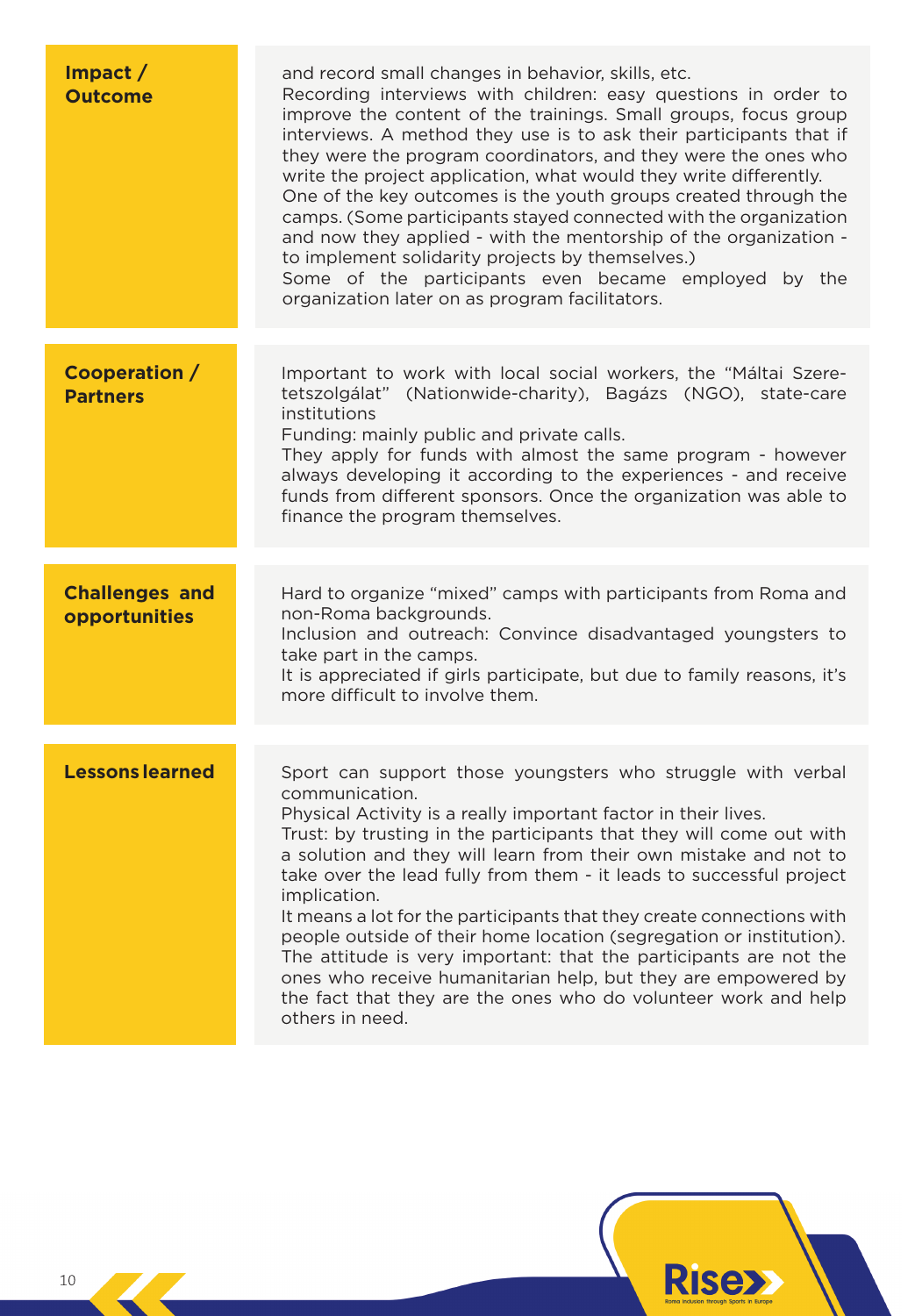| | |
|---|---|
| **Impact / Outcome** | and record small changes in behavior, skills, etc.<br>Recording interviews with children: easy questions in order to improve the content of the trainings. Small groups, focus group interviews. A method they use is to ask their participants that if they were the program coordinators, and they were the ones who write the project application, what would they write differently.<br>One of the key outcomes is the youth groups created through the camps. (Some participants stayed connected with the organization and now they applied - with the mentorship of the organization - to implement solidarity projects by themselves.)<br>Some of the participants even became employed by the organization later on as program facilitators. |
| **Cooperation / Partners** | Important to work with local social workers, the "Máltai Szeretetszolgálat" (Nationwide-charity), Bagázs (NGO), state-care institutions<br>Funding: mainly public and private calls.<br>They apply for funds with almost the same program - however always developing it according to the experiences - and receive funds from different sponsors. Once the organization was able to finance the program themselves. |
| **Challenges and opportunities** | Hard to organize "mixed" camps with participants from Roma and non-Roma backgrounds.<br>Inclusion and outreach: Convince disadvantaged youngsters to take part in the camps.<br>It is appreciated if girls participate, but due to family reasons, it's more difficult to involve them. |
| **Lessons learned** | Sport can support those youngsters who struggle with verbal communication.<br>Physical Activity is a really important factor in their lives.<br>Trust: by trusting in the participants that they will come out with a solution and they will learn from their own mistake and not to take over the lead fully from them - it leads to successful project implication.<br>It means a lot for the participants that they create connections with people outside of their home location (segregation or institution).<br>The attitude is very important: that the participants are not the ones who receive humanitarian help, but they are empowered by the fact that they are the ones who do volunteer work and help others in need. |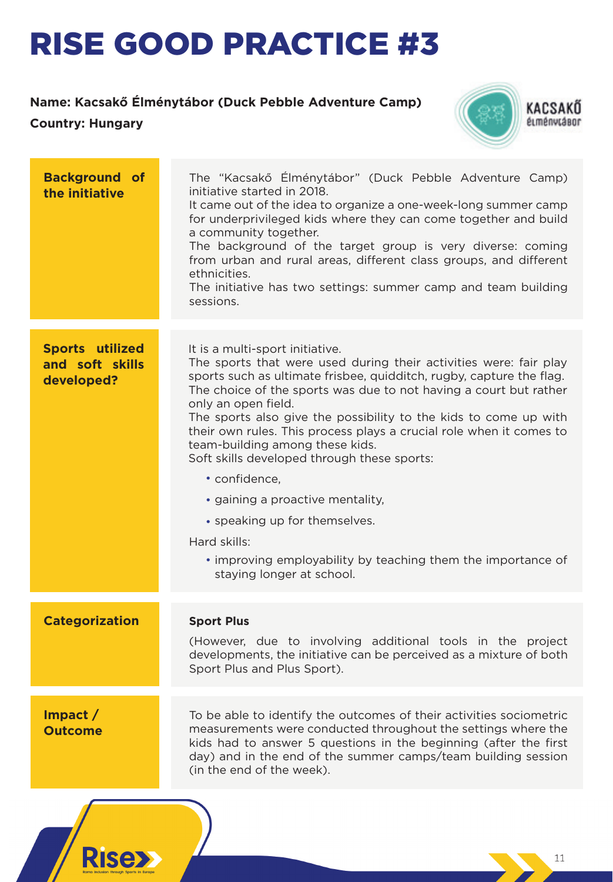# RISE GOOD PRACTICE #3

**Name: Kacsakő Élménytábor (Duck Pebble Adventure Camp)**
**Country: Hungary**

| | |
|---|---|
| **Background of the initiative** | The "Kacsakő Élménytábor" (Duck Pebble Adventure Camp) initiative started in 2018. It came out of the idea to organize a one-week-long summer camp for underprivileged kids where they can come together and build a community together. The background of the target group is very diverse: coming from urban and rural areas, different class groups, and different ethnicities. The initiative has two settings: summer camp and team building sessions. |
| **Sports utilized and soft skills developed?** | It is a multi-sport initiative. The sports that were used during their activities were: fair play sports such as ultimate frisbee, quidditch, rugby, capture the flag. The choice of the sports was due to not having a court but rather only an open field. The sports also give the possibility to the kids to come up with their own rules. This process plays a crucial role when it comes to team-building among these kids. Soft skills developed through these sports: • confidence, • gaining a proactive mentality, • speaking up for themselves. Hard skills: • improving employability by teaching them the importance of staying longer at school. |
| **Categorization** | **Sport Plus** (However, due to involving additional tools in the project developments, the initiative can be perceived as a mixture of both Sport Plus and Plus Sport). |
| **Impact / Outcome** | To be able to identify the outcomes of their activities sociometric measurements were conducted throughout the settings where the kids had to answer 5 questions in the beginning (after the first day) and in the end of the summer camps/team building session (in the end of the week). |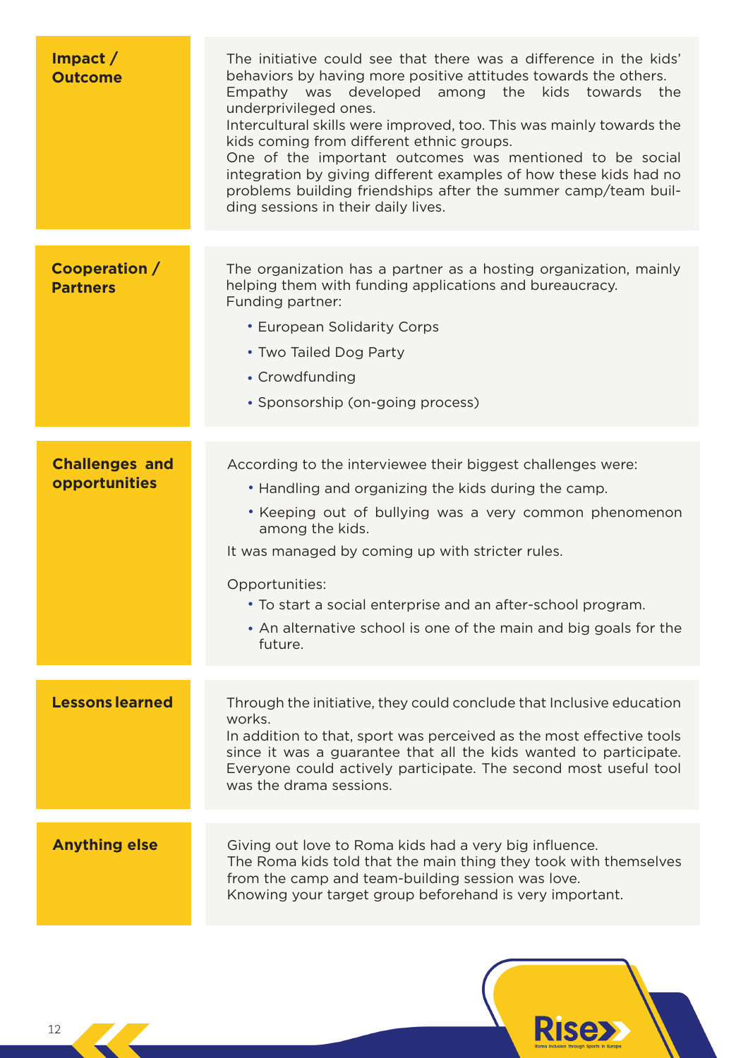| | |
|---|---|
| **Impact / Outcome** | The initiative could see that there was a difference in the kids' behaviors by having more positive attitudes towards the others. Empathy was developed among the kids towards the underprivileged ones. Intercultural skills were improved, too. This was mainly towards the kids coming from different ethnic groups. One of the important outcomes was mentioned to be social integration by giving different examples of how these kids had no problems building friendships after the summer camp/team building sessions in their daily lives. |
| **Cooperation / Partners** | The organization has a partner as a hosting organization, mainly helping them with funding applications and bureaucracy. Funding partner: <br>• European Solidarity Corps<br>• Two Tailed Dog Party<br>• Crowdfunding<br>• Sponsorship (on-going process) |
| **Challenges and opportunities** | According to the interviewee their biggest challenges were:<br>• Handling and organizing the kids during the camp.<br>• Keeping out of bullying was a very common phenomenon among the kids.<br>It was managed by coming up with stricter rules.<br>Opportunities:<br>• To start a social enterprise and an after-school program.<br>• An alternative school is one of the main and big goals for the future. |
| **Lessons learned** | Through the initiative, they could conclude that Inclusive education works. In addition to that, sport was perceived as the most effective tools since it was a guarantee that all the kids wanted to participate. Everyone could actively participate. The second most useful tool was the drama sessions. |
| **Anything else** | Giving out love to Roma kids had a very big influence. The Roma kids told that the main thing they took with themselves from the camp and team-building session was love. Knowing your target group beforehand is very important. |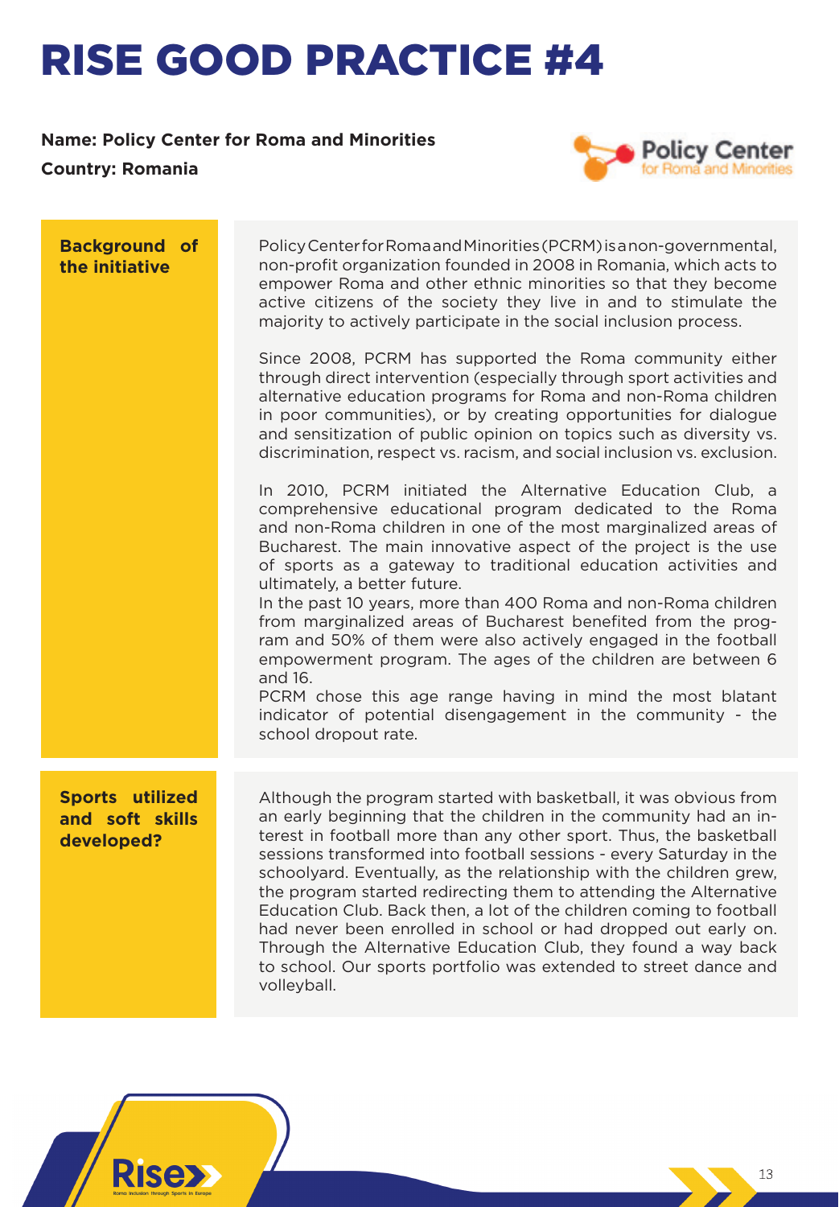# RISE GOOD PRACTICE #4

**Name: Policy Center for Roma and Minorities**

**Country: Romania**

| | |
|---|---|
| **Background of the initiative** | Policy Center for Roma and Minorities (PCRM) is a non-governmental, non-profit organization founded in 2008 in Romania, which acts to empower Roma and other ethnic minorities so that they become active citizens of the society they live in and to stimulate the majority to actively participate in the social inclusion process.<br><br>Since 2008, PCRM has supported the Roma community either through direct intervention (especially through sport activities and alternative education programs for Roma and non-Roma children in poor communities), or by creating opportunities for dialogue and sensitization of public opinion on topics such as diversity vs. discrimination, respect vs. racism, and social inclusion vs. exclusion.<br><br>In 2010, PCRM initiated the Alternative Education Club, a comprehensive educational program dedicated to the Roma and non-Roma children in one of the most marginalized areas of Bucharest. The main innovative aspect of the project is the use of sports as a gateway to traditional education activities and ultimately, a better future.<br>In the past 10 years, more than 400 Roma and non-Roma children from marginalized areas of Bucharest benefited from the program and 50% of them were also actively engaged in the football empowerment program. The ages of the children are between 6 and 16.<br>PCRM chose this age range having in mind the most blatant indicator of potential disengagement in the community - the school dropout rate. |
| **Sports utilized and soft skills developed?** | Although the program started with basketball, it was obvious from an early beginning that the children in the community had an interest in football more than any other sport. Thus, the basketball sessions transformed into football sessions - every Saturday in the schoolyard. Eventually, as the relationship with the children grew, the program started redirecting them to attending the Alternative Education Club. Back then, a lot of the children coming to football had never been enrolled in school or had dropped out early on. Through the Alternative Education Club, they found a way back to school. Our sports portfolio was extended to street dance and volleyball. |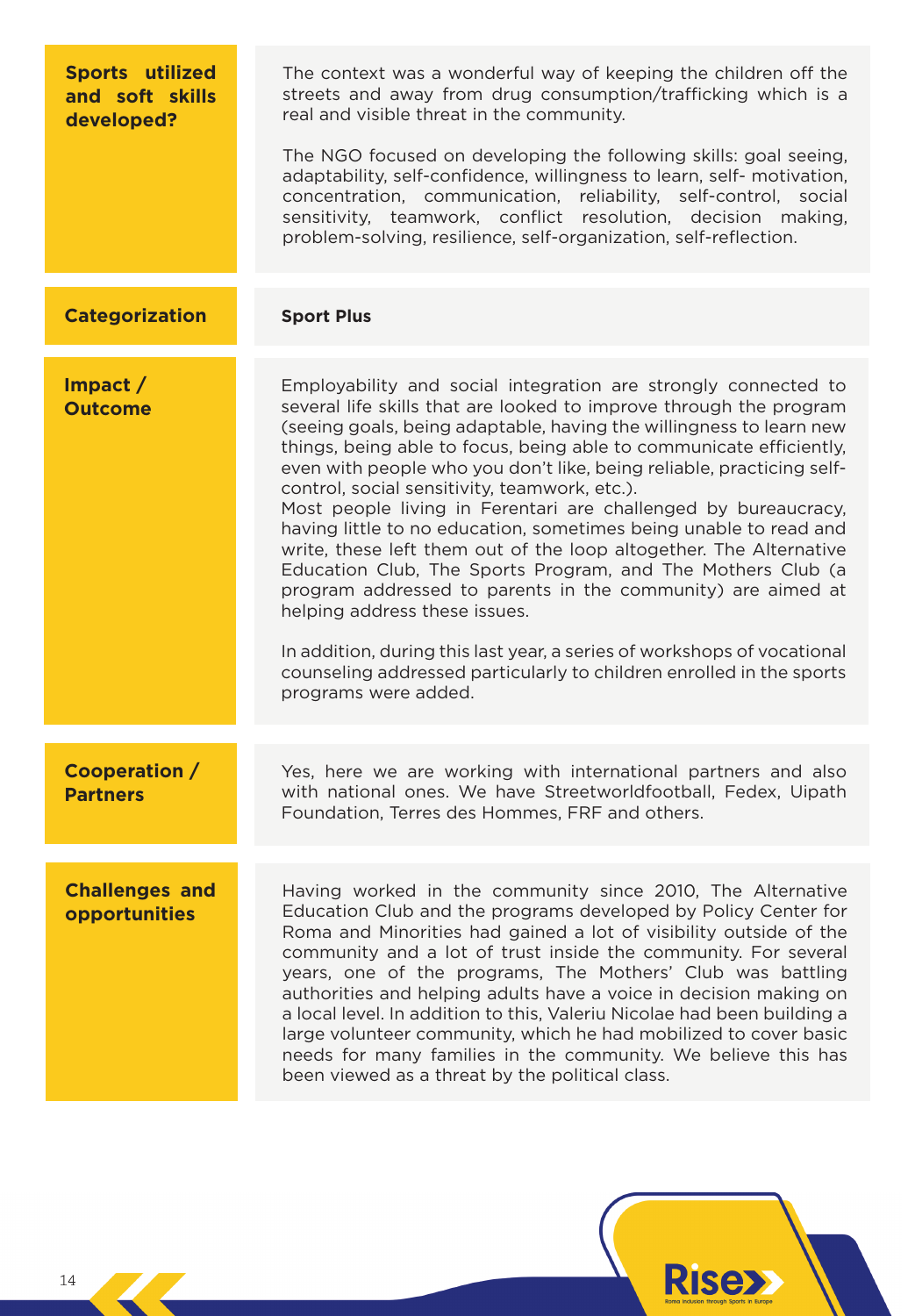| | |
|---|---|
| **Sports utilized and soft skills developed?** | The context was a wonderful way of keeping the children off the streets and away from drug consumption/trafficking which is a real and visible threat in the community.<br><br>The NGO focused on developing the following skills: goal seeing, adaptability, self-confidence, willingness to learn, self- motivation, concentration, communication, reliability, self-control, social sensitivity, teamwork, conflict resolution, decision making, problem-solving, resilience, self-organization, self-reflection. |
| **Categorization** | **Sport Plus** |
| **Impact / Outcome** | Employability and social integration are strongly connected to several life skills that are looked to improve through the program (seeing goals, being adaptable, having the willingness to learn new things, being able to focus, being able to communicate efficiently, even with people who you don't like, being reliable, practicing self-control, social sensitivity, teamwork, etc.).<br>Most people living in Ferentari are challenged by bureaucracy, having little to no education, sometimes being unable to read and write, these left them out of the loop altogether. The Alternative Education Club, The Sports Program, and The Mothers Club (a program addressed to parents in the community) are aimed at helping address these issues.<br><br>In addition, during this last year, a series of workshops of vocational counseling addressed particularly to children enrolled in the sports programs were added. |
| **Cooperation / Partners** | Yes, here we are working with international partners and also with national ones. We have Streetworldfootball, Fedex, Uipath Foundation, Terres des Hommes, FRF and others. |
| **Challenges and opportunities** | Having worked in the community since 2010, The Alternative Education Club and the programs developed by Policy Center for Roma and Minorities had gained a lot of visibility outside of the community and a lot of trust inside the community. For several years, one of the programs, The Mothers' Club was battling authorities and helping adults have a voice in decision making on a local level. In addition to this, Valeriu Nicolae had been building a large volunteer community, which he had mobilized to cover basic needs for many families in the community. We believe this has been viewed as a threat by the political class. |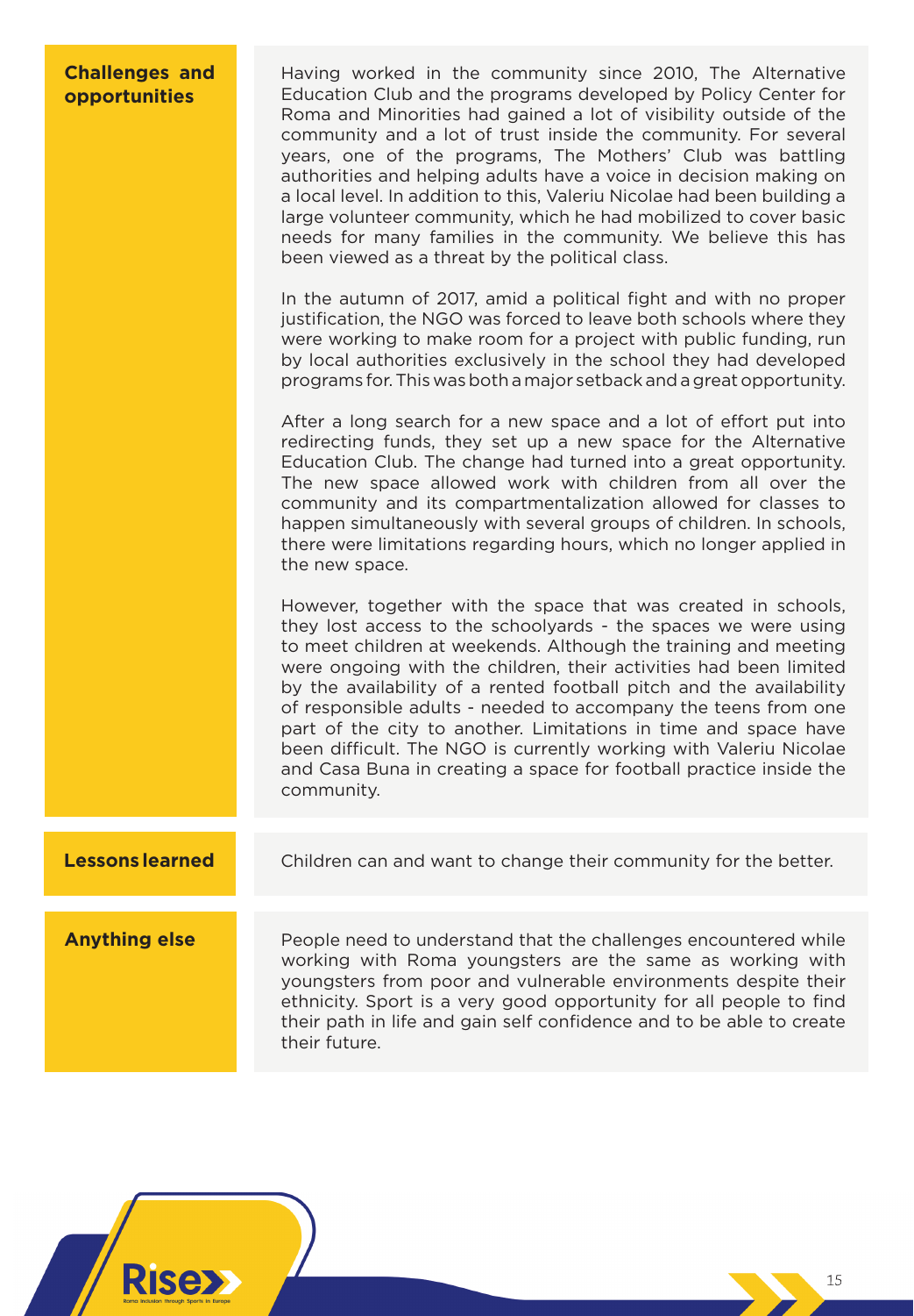**Challenges and opportunities**

Having worked in the community since 2010, The Alternative Education Club and the programs developed by Policy Center for Roma and Minorities had gained a lot of visibility outside of the community and a lot of trust inside the community. For several years, one of the programs, The Mothers' Club was battling authorities and helping adults have a voice in decision making on a local level. In addition to this, Valeriu Nicolae had been building a large volunteer community, which he had mobilized to cover basic needs for many families in the community. We believe this has been viewed as a threat by the political class.

In the autumn of 2017, amid a political fight and with no proper justification, the NGO was forced to leave both schools where they were working to make room for a project with public funding, run by local authorities exclusively in the school they had developed programs for. This was both a major setback and a great opportunity.

After a long search for a new space and a lot of effort put into redirecting funds, they set up a new space for the Alternative Education Club. The change had turned into a great opportunity. The new space allowed work with children from all over the community and its compartmentalization allowed for classes to happen simultaneously with several groups of children. In schools, there were limitations regarding hours, which no longer applied in the new space.

However, together with the space that was created in schools, they lost access to the schoolyards - the spaces we were using to meet children at weekends. Although the training and meeting were ongoing with the children, their activities had been limited by the availability of a rented football pitch and the availability of responsible adults - needed to accompany the teens from one part of the city to another. Limitations in time and space have been difficult. The NGO is currently working with Valeriu Nicolae and Casa Buna in creating a space for football practice inside the community.

**Lessons learned**

Children can and want to change their community for the better.

**Anything else**

People need to understand that the challenges encountered while working with Roma youngsters are the same as working with youngsters from poor and vulnerable environments despite their ethnicity. Sport is a very good opportunity for all people to find their path in life and gain self confidence and to be able to create their future.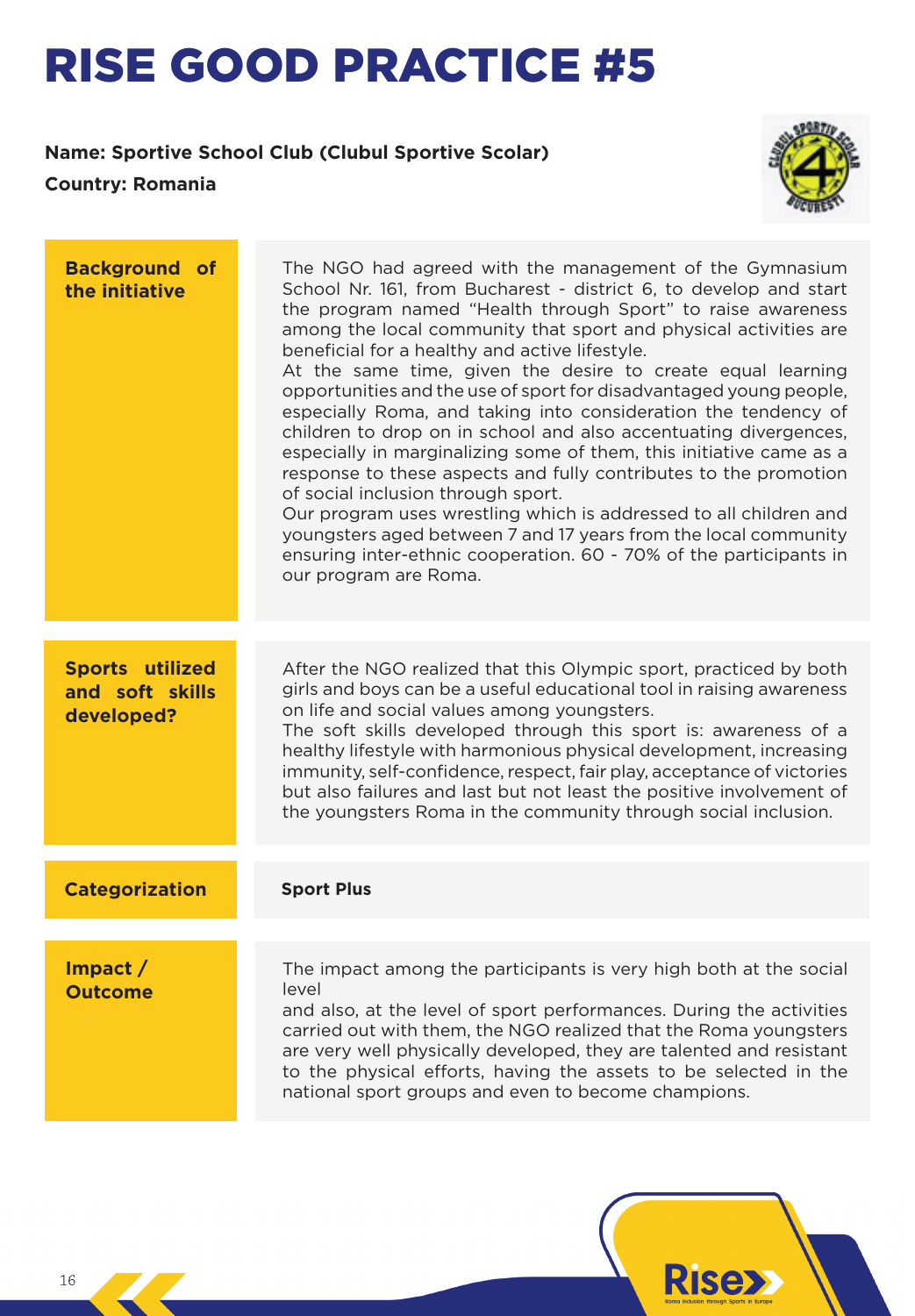# RISE GOOD PRACTICE #5

**Name: Sportive School Club (Clubul Sportive Scolar)**

**Country: Romania**

| | |
|---|---|
| **Background of the initiative** | The NGO had agreed with the management of the Gymnasium School Nr. 161, from Bucharest - district 6, to develop and start the program named "Health through Sport" to raise awareness among the local community that sport and physical activities are beneficial for a healthy and active lifestyle.<br>At the same time, given the desire to create equal learning opportunities and the use of sport for disadvantaged young people, especially Roma, and taking into consideration the tendency of children to drop on in school and also accentuating divergences, especially in marginalizing some of them, this initiative came as a response to these aspects and fully contributes to the promotion of social inclusion through sport.<br>Our program uses wrestling which is addressed to all children and youngsters aged between 7 and 17 years from the local community ensuring inter-ethnic cooperation. 60 - 70% of the participants in our program are Roma. |
| **Sports utilized and soft skills developed?** | After the NGO realized that this Olympic sport, practiced by both girls and boys can be a useful educational tool in raising awareness on life and social values among youngsters.<br>The soft skills developed through this sport is: awareness of a healthy lifestyle with harmonious physical development, increasing immunity, self-confidence, respect, fair play, acceptance of victories but also failures and last but not least the positive involvement of the youngsters Roma in the community through social inclusion. |
| **Categorization** | **Sport Plus** |
| **Impact / Outcome** | The impact among the participants is very high both at the social level<br>and also, at the level of sport performances. During the activities carried out with them, the NGO realized that the Roma youngsters are very well physically developed, they are talented and resistant to the physical efforts, having the assets to be selected in the national sport groups and even to become champions. |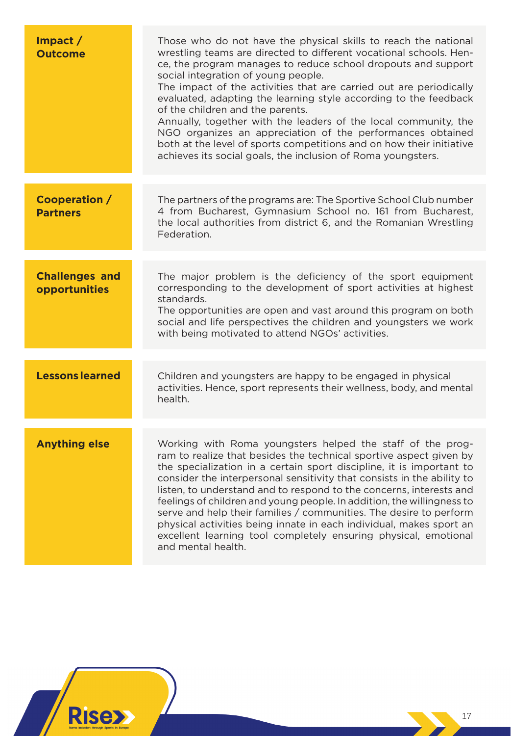| | |
|---|---|
| **Impact / Outcome** | Those who do not have the physical skills to reach the national wrestling teams are directed to different vocational schools. Hence, the program manages to reduce school dropouts and support social integration of young people.<br>The impact of the activities that are carried out are periodically evaluated, adapting the learning style according to the feedback of the children and the parents.<br>Annually, together with the leaders of the local community, the NGO organizes an appreciation of the performances obtained both at the level of sports competitions and on how their initiative achieves its social goals, the inclusion of Roma youngsters. |
| **Cooperation / Partners** | The partners of the programs are: The Sportive School Club number 4 from Bucharest, Gymnasium School no. 161 from Bucharest, the local authorities from district 6, and the Romanian Wrestling Federation. |
| **Challenges and opportunities** | The major problem is the deficiency of the sport equipment corresponding to the development of sport activities at highest standards.<br>The opportunities are open and vast around this program on both social and life perspectives the children and youngsters we work with being motivated to attend NGOs' activities. |
| **Lessons learned** | Children and youngsters are happy to be engaged in physical activities. Hence, sport represents their wellness, body, and mental health. |
| **Anything else** | Working with Roma youngsters helped the staff of the program to realize that besides the technical sportive aspect given by the specialization in a certain sport discipline, it is important to consider the interpersonal sensitivity that consists in the ability to listen, to understand and to respond to the concerns, interests and feelings of children and young people. In addition, the willingness to serve and help their families / communities. The desire to perform physical activities being innate in each individual, makes sport an excellent learning tool completely ensuring physical, emotional and mental health. |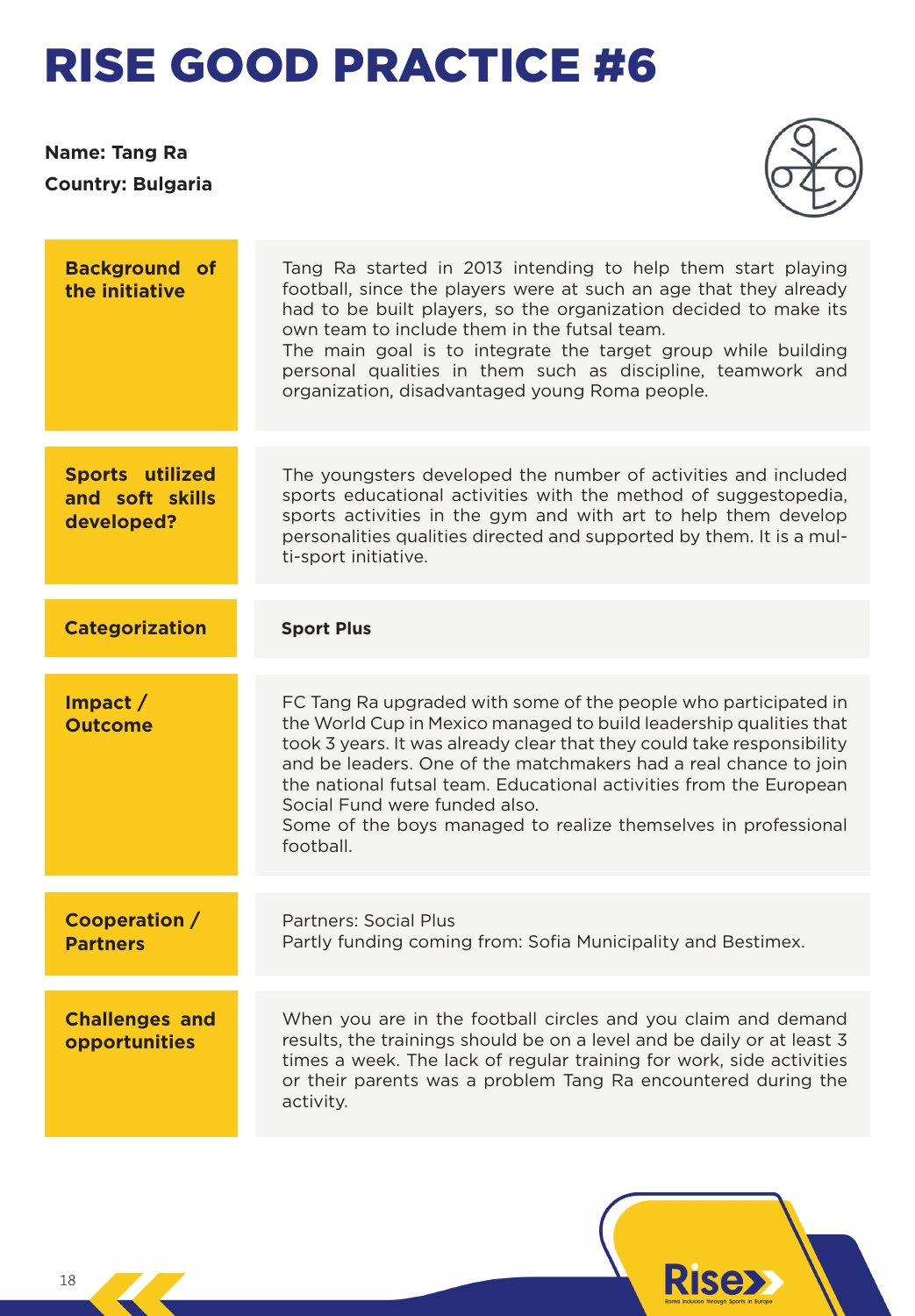# RISE GOOD PRACTICE #6

**Name: Tang Ra**

**Country: Bulgaria**

| | |
|---|---|
| **Background of the initiative** | Tang Ra started in 2013 intending to help them start playing football, since the players were at such an age that they already had to be built players, so the organization decided to make its own team to include them in the futsal team.<br>The main goal is to integrate the target group while building personal qualities in them such as discipline, teamwork and organization, disadvantaged young Roma people. |
| **Sports utilized and soft skills developed?** | The youngsters developed the number of activities and included sports educational activities with the method of suggestopedia, sports activities in the gym and with art to help them develop personalities qualities directed and supported by them. It is a multi-sport initiative. |
| **Categorization** | **Sport Plus** |
| **Impact / Outcome** | FC Tang Ra upgraded with some of the people who participated in the World Cup in Mexico managed to build leadership qualities that took 3 years. It was already clear that they could take responsibility and be leaders. One of the matchmakers had a real chance to join the national futsal team. Educational activities from the European Social Fund were funded also.<br>Some of the boys managed to realize themselves in professional football. |
| **Cooperation / Partners** | Partners: Social Plus<br>Partly funding coming from: Sofia Municipality and Bestimex. |
| **Challenges and opportunities** | When you are in the football circles and you claim and demand results, the trainings should be on a level and be daily or at least 3 times a week. The lack of regular training for work, side activities or their parents was a problem Tang Ra encountered during the activity. |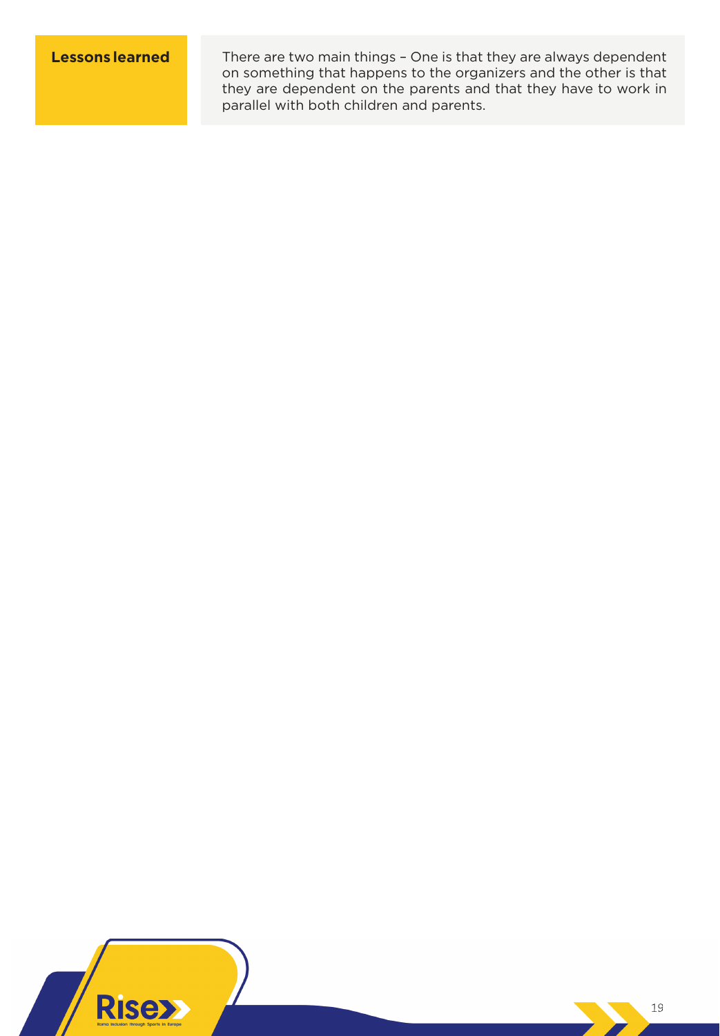| Lessons learned | There are two main things – One is that they are always dependent on something that happens to the organizers and the other is that they are dependent on the parents and that they have to work in parallel with both children and parents. |
|---|---|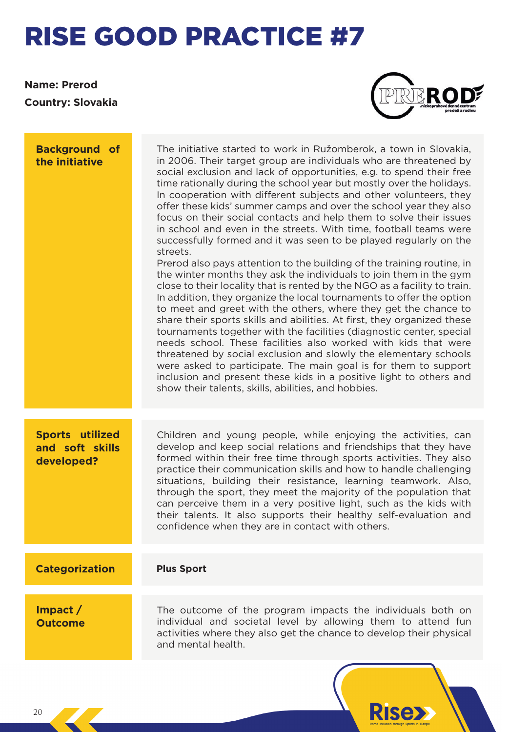# RISE GOOD PRACTICE #7

**Name: Prerod**

**Country: Slovakia**

| **Background of the initiative** | The initiative started to work in Ružomberok, a town in Slovakia, in 2006. Their target group are individuals who are threatened by social exclusion and lack of opportunities, e.g. to spend their free time rationally during the school year but mostly over the holidays. In cooperation with different subjects and other volunteers, they offer these kids' summer camps and over the school year they also focus on their social contacts and help them to solve their issues in school and even in the streets. With time, football teams were successfully formed and it was seen to be played regularly on the streets.<br>Prerod also pays attention to the building of the training routine, in the winter months they ask the individuals to join them in the gym close to their locality that is rented by the NGO as a facility to train. In addition, they organize the local tournaments to offer the option to meet and greet with the others, where they get the chance to share their sports skills and abilities. At first, they organized these tournaments together with the facilities (diagnostic center, special needs school. These facilities also worked with kids that were threatened by social exclusion and slowly the elementary schools were asked to participate. The main goal is for them to support inclusion and present these kids in a positive light to others and show their talents, skills, abilities, and hobbies. |
|---|---|
| **Sports utilized and soft skills developed?** | Children and young people, while enjoying the activities, can develop and keep social relations and friendships that they have formed within their free time through sports activities. They also practice their communication skills and how to handle challenging situations, building their resistance, learning teamwork. Also, through the sport, they meet the majority of the population that can perceive them in a very positive light, such as the kids with their talents. It also supports their healthy self-evaluation and confidence when they are in contact with others. |
| **Categorization** | **Plus Sport** |
| **Impact / Outcome** | The outcome of the program impacts the individuals both on individual and societal level by allowing them to attend fun activities where they also get the chance to develop their physical and mental health. |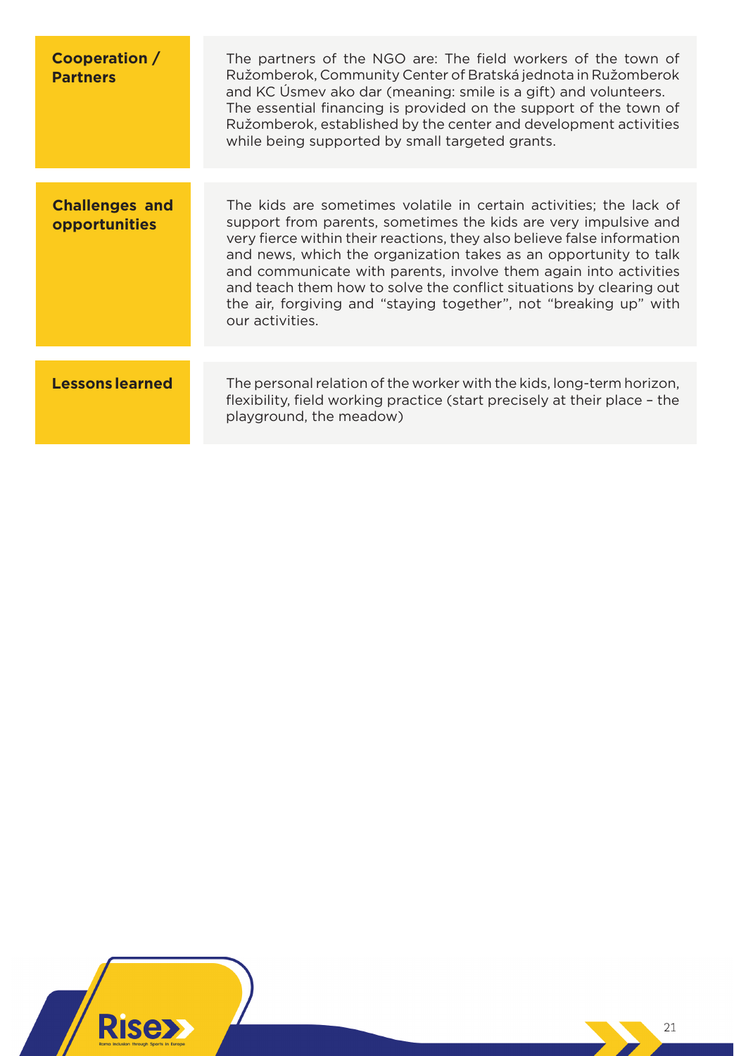| | |
|---|---|
| **Cooperation / Partners** | The partners of the NGO are: The field workers of the town of Ružomberok, Community Center of Bratská jednota in Ružomberok and KC Úsmev ako dar (meaning: smile is a gift) and volunteers. The essential financing is provided on the support of the town of Ružomberok, established by the center and development activities while being supported by small targeted grants. |
| **Challenges and opportunities** | The kids are sometimes volatile in certain activities; the lack of support from parents, sometimes the kids are very impulsive and very fierce within their reactions, they also believe false information and news, which the organization takes as an opportunity to talk and communicate with parents, involve them again into activities and teach them how to solve the conflict situations by clearing out the air, forgiving and "staying together", not "breaking up" with our activities. |
| **Lessons learned** | The personal relation of the worker with the kids, long-term horizon, flexibility, field working practice (start precisely at their place – the playground, the meadow) |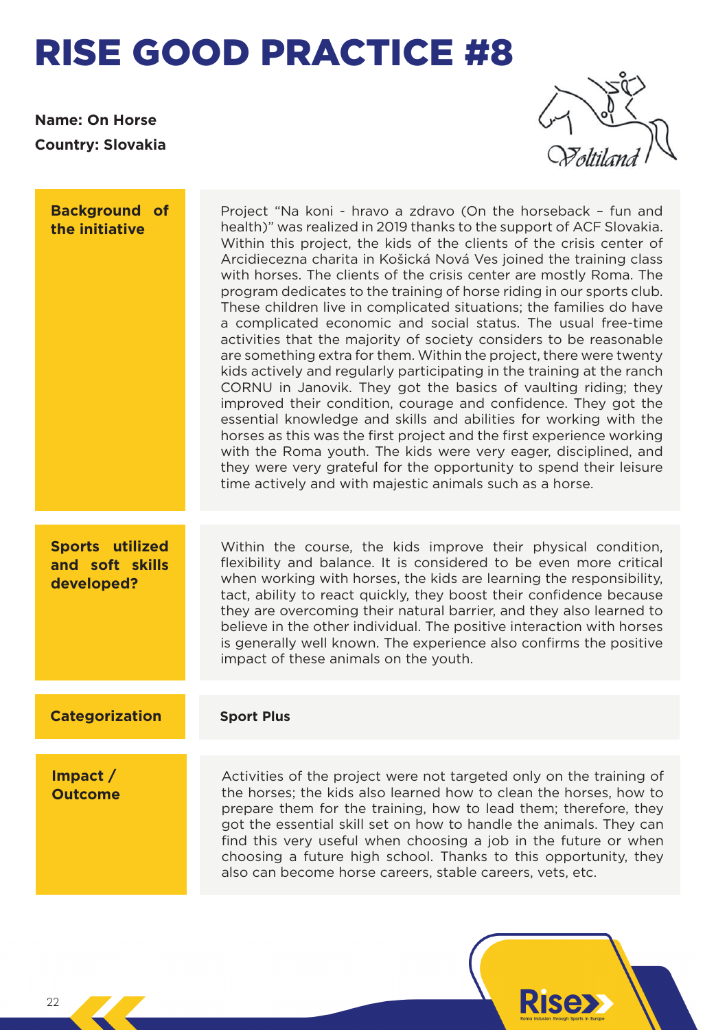# RISE GOOD PRACTICE #8

**Name: On Horse**

**Country: Slovakia**

| | |
|---|---|
| **Background of the initiative** | Project "Na koni - hravo a zdravo (On the horseback – fun and health)" was realized in 2019 thanks to the support of ACF Slovakia. Within this project, the kids of the clients of the crisis center of Arcidiecezna charita in Košická Nová Ves joined the training class with horses. The clients of the crisis center are mostly Roma. The program dedicates to the training of horse riding in our sports club. These children live in complicated situations; the families do have a complicated economic and social status. The usual free-time activities that the majority of society considers to be reasonable are something extra for them. Within the project, there were twenty kids actively and regularly participating in the training at the ranch CORNU in Janovik. They got the basics of vaulting riding; they improved their condition, courage and confidence. They got the essential knowledge and skills and abilities for working with the horses as this was the first project and the first experience working with the Roma youth. The kids were very eager, disciplined, and they were very grateful for the opportunity to spend their leisure time actively and with majestic animals such as a horse. |
| **Sports utilized and soft skills developed?** | Within the course, the kids improve their physical condition, flexibility and balance. It is considered to be even more critical when working with horses, the kids are learning the responsibility, tact, ability to react quickly, they boost their confidence because they are overcoming their natural barrier, and they also learned to believe in the other individual. The positive interaction with horses is generally well known. The experience also confirms the positive impact of these animals on the youth. |
| **Categorization** | **Sport Plus** |
| **Impact / Outcome** | Activities of the project were not targeted only on the training of the horses; the kids also learned how to clean the horses, how to prepare them for the training, how to lead them; therefore, they got the essential skill set on how to handle the animals. They can find this very useful when choosing a job in the future or when choosing a future high school. Thanks to this opportunity, they also can become horse careers, stable careers, vets, etc. |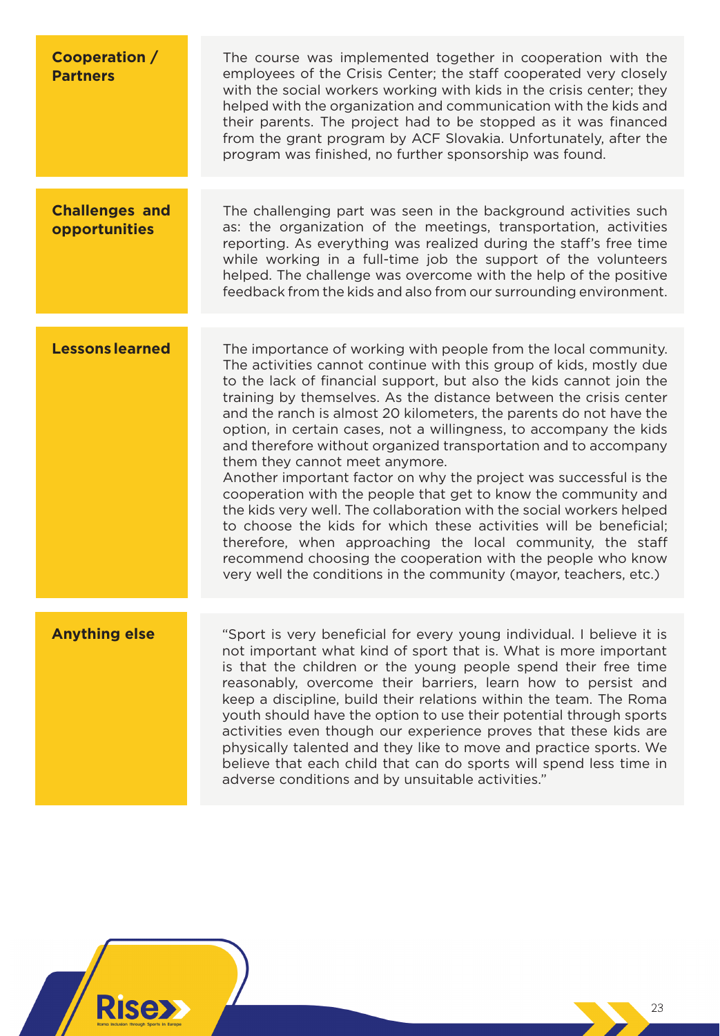| | |
|---|---|
| **Cooperation / Partners** | The course was implemented together in cooperation with the employees of the Crisis Center; the staff cooperated very closely with the social workers working with kids in the crisis center; they helped with the organization and communication with the kids and their parents. The project had to be stopped as it was financed from the grant program by ACF Slovakia. Unfortunately, after the program was finished, no further sponsorship was found. |
| **Challenges and opportunities** | The challenging part was seen in the background activities such as: the organization of the meetings, transportation, activities reporting. As everything was realized during the staff's free time while working in a full-time job the support of the volunteers helped. The challenge was overcome with the help of the positive feedback from the kids and also from our surrounding environment. |
| **Lessons learned** | The importance of working with people from the local community. The activities cannot continue with this group of kids, mostly due to the lack of financial support, but also the kids cannot join the training by themselves. As the distance between the crisis center and the ranch is almost 20 kilometers, the parents do not have the option, in certain cases, not a willingness, to accompany the kids and therefore without organized transportation and to accompany them they cannot meet anymore.<br>Another important factor on why the project was successful is the cooperation with the people that get to know the community and the kids very well. The collaboration with the social workers helped to choose the kids for which these activities will be beneficial; therefore, when approaching the local community, the staff recommend choosing the cooperation with the people who know very well the conditions in the community (mayor, teachers, etc.) |
| **Anything else** | "Sport is very beneficial for every young individual. I believe it is not important what kind of sport that is. What is more important is that the children or the young people spend their free time reasonably, overcome their barriers, learn how to persist and keep a discipline, build their relations within the team. The Roma youth should have the option to use their potential through sports activities even though our experience proves that these kids are physically talented and they like to move and practice sports. We believe that each child that can do sports will spend less time in adverse conditions and by unsuitable activities." |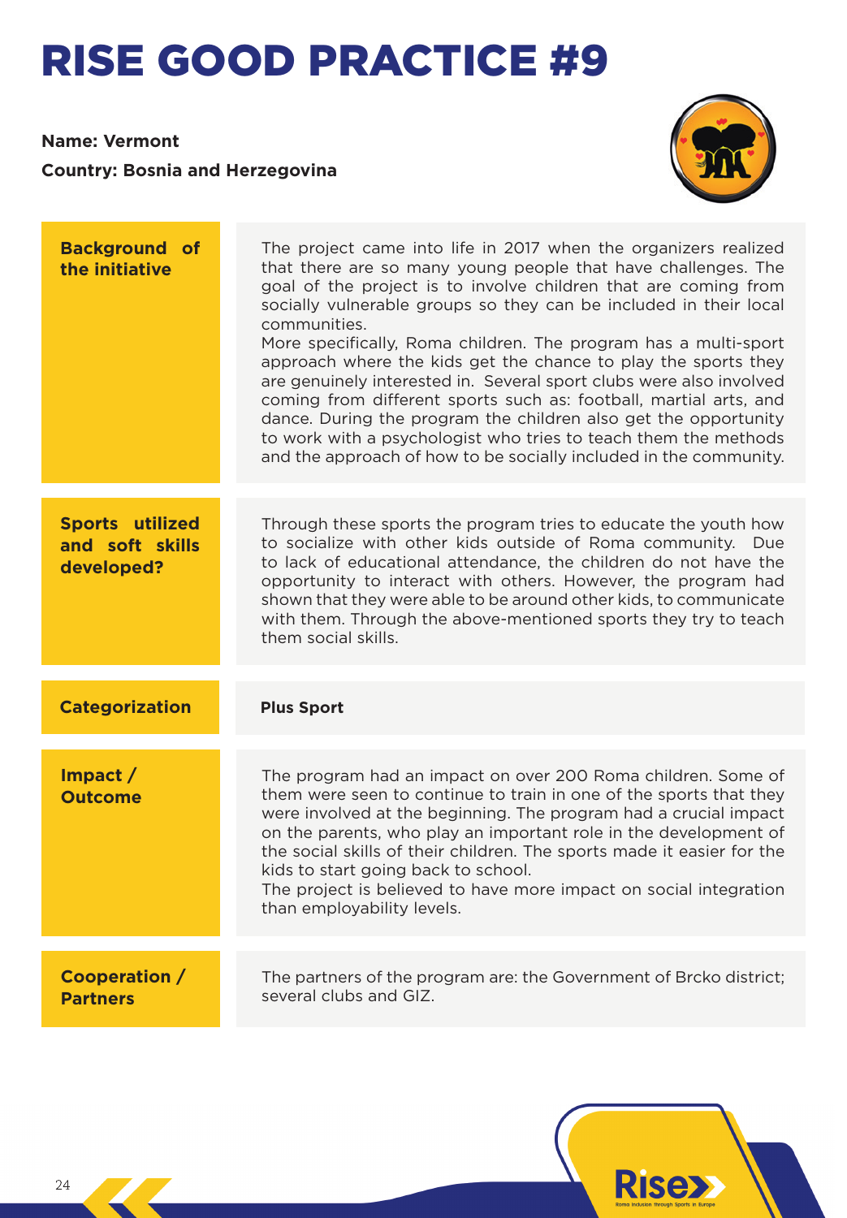# RISE GOOD PRACTICE #9

**Name: Vermont**

**Country: Bosnia and Herzegovina**

| | |
|---|---|
| **Background of the initiative** | The project came into life in 2017 when the organizers realized that there are so many young people that have challenges. The goal of the project is to involve children that are coming from socially vulnerable groups so they can be included in their local communities.<br>More specifically, Roma children. The program has a multi-sport approach where the kids get the chance to play the sports they are genuinely interested in. Several sport clubs were also involved coming from different sports such as: football, martial arts, and dance. During the program the children also get the opportunity to work with a psychologist who tries to teach them the methods and the approach of how to be socially included in the community. |
| **Sports utilized and soft skills developed?** | Through these sports the program tries to educate the youth how to socialize with other kids outside of Roma community. Due to lack of educational attendance, the children do not have the opportunity to interact with others. However, the program had shown that they were able to be around other kids, to communicate with them. Through the above-mentioned sports they try to teach them social skills. |
| **Categorization** | **Plus Sport** |
| **Impact / Outcome** | The program had an impact on over 200 Roma children. Some of them were seen to continue to train in one of the sports that they were involved at the beginning. The program had a crucial impact on the parents, who play an important role in the development of the social skills of their children. The sports made it easier for the kids to start going back to school.<br>The project is believed to have more impact on social integration than employability levels. |
| **Cooperation / Partners** | The partners of the program are: the Government of Brcko district; several clubs and GIZ. |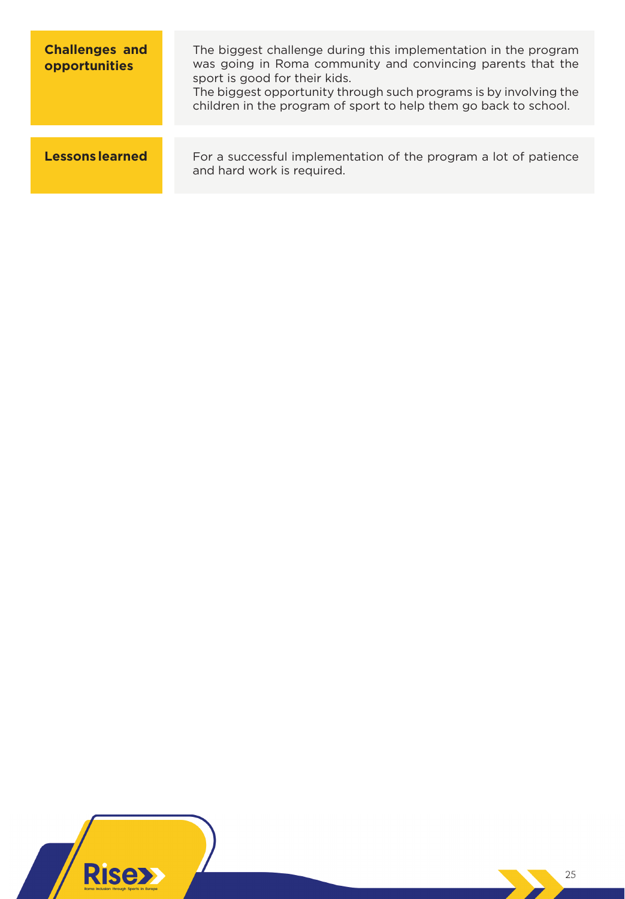| | |
|---|---|
| **Challenges and opportunities** | The biggest challenge during this implementation in the program was going in Roma community and convincing parents that the sport is good for their kids.<br>The biggest opportunity through such programs is by involving the children in the program of sport to help them go back to school. |
| **Lessons learned** | For a successful implementation of the program a lot of patience and hard work is required. |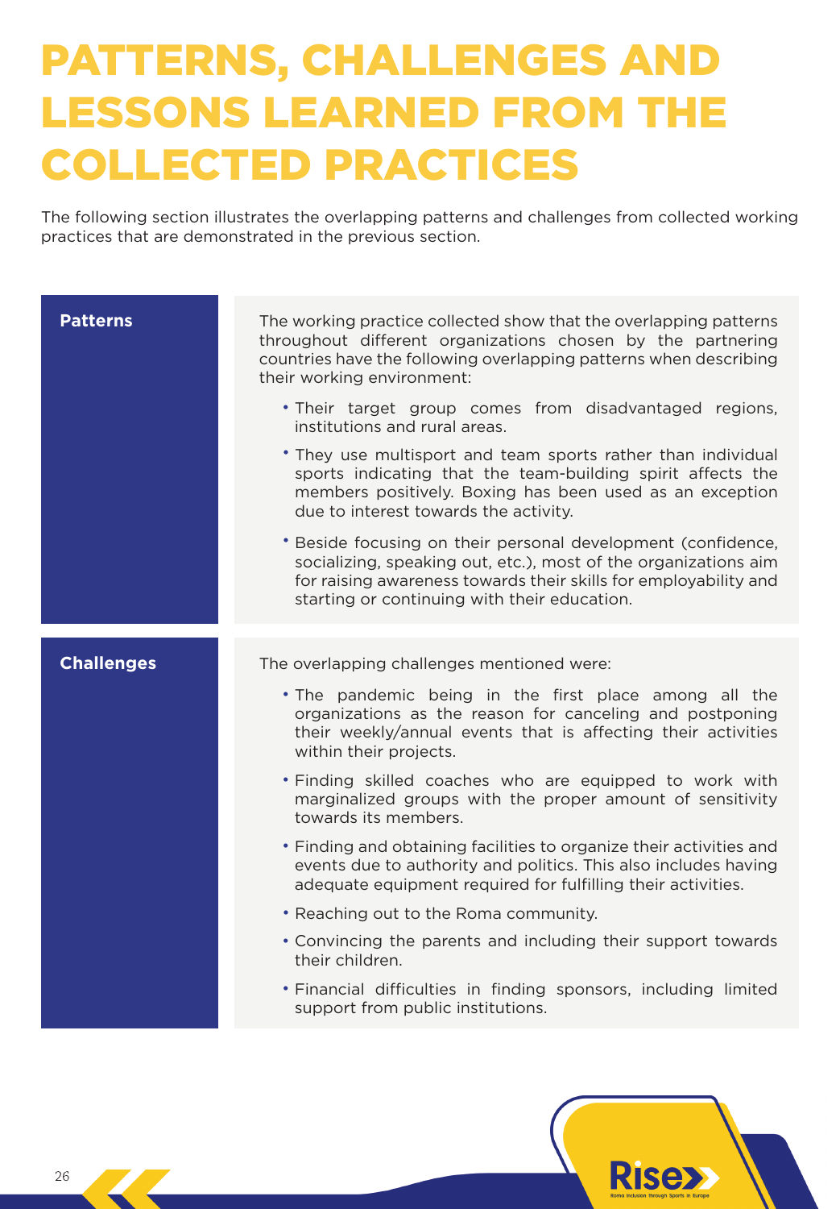# PATTERNS, CHALLENGES AND LESSONS LEARNED FROM THE COLLECTED PRACTICES

The following section illustrates the overlapping patterns and challenges from collected working practices that are demonstrated in the previous section.

| **Patterns** | The working practice collected show that the overlapping patterns throughout different organizations chosen by the partnering countries have the following overlapping patterns when describing their working environment:<br>• Their target group comes from disadvantaged regions, institutions and rural areas.<br>• They use multisport and team sports rather than individual sports indicating that the team-building spirit affects the members positively. Boxing has been used as an exception due to interest towards the activity.<br>• Beside focusing on their personal development (confidence, socializing, speaking out, etc.), most of the organizations aim for raising awareness towards their skills for employability and starting or continuing with their education. |
|---|---|
| **Challenges** | The overlapping challenges mentioned were:<br>• The pandemic being in the first place among all the organizations as the reason for canceling and postponing their weekly/annual events that is affecting their activities within their projects.<br>• Finding skilled coaches who are equipped to work with marginalized groups with the proper amount of sensitivity towards its members.<br>• Finding and obtaining facilities to organize their activities and events due to authority and politics. This also includes having adequate equipment required for fulfilling their activities.<br>• Reaching out to the Roma community.<br>• Convincing the parents and including their support towards their children.<br>• Financial difficulties in finding sponsors, including limited support from public institutions. |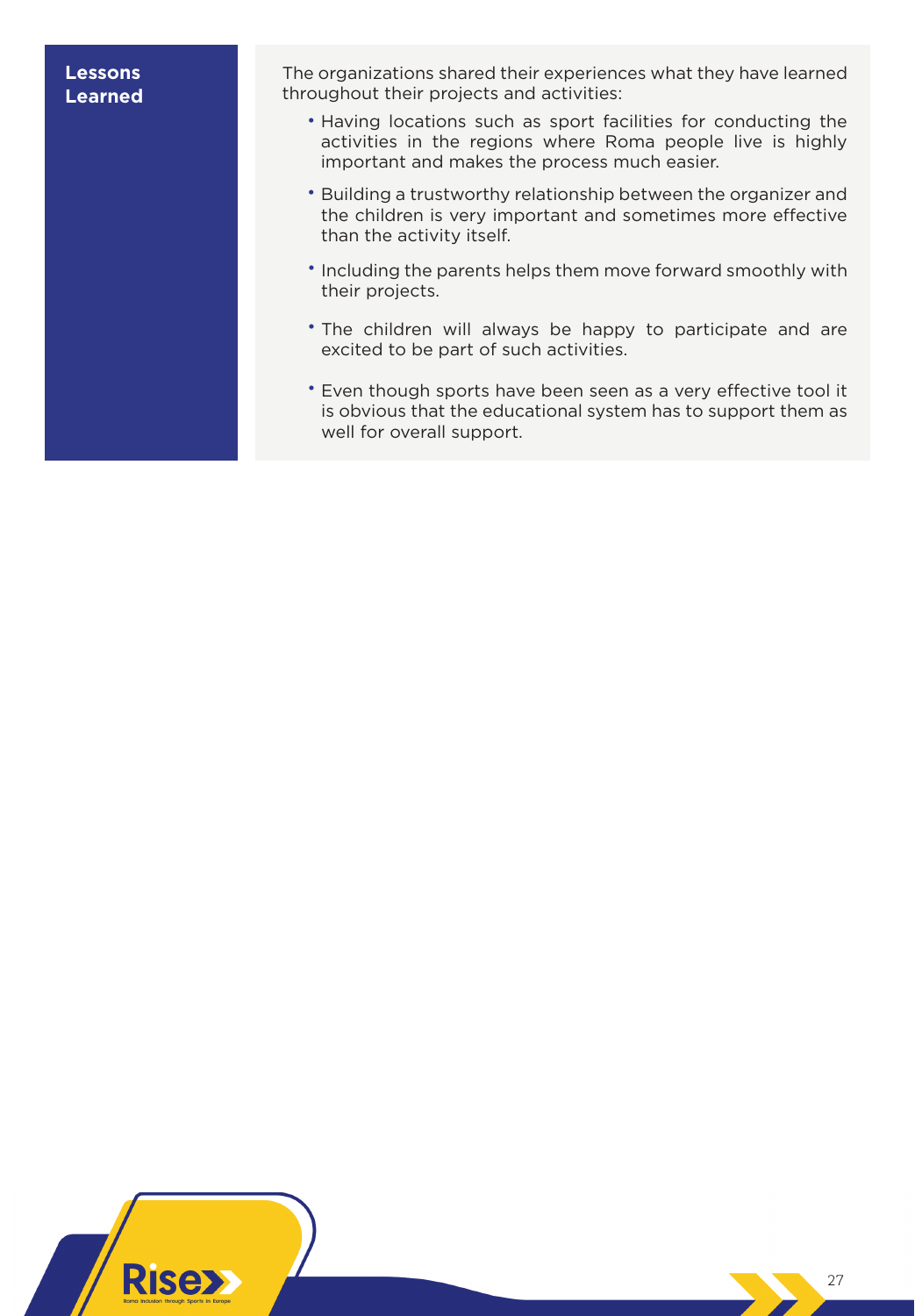**Lessons Learned**

The organizations shared their experiences what they have learned throughout their projects and activities:

- Having locations such as sport facilities for conducting the activities in the regions where Roma people live is highly important and makes the process much easier.
- Building a trustworthy relationship between the organizer and the children is very important and sometimes more effective than the activity itself.
- Including the parents helps them move forward smoothly with their projects.
- The children will always be happy to participate and are excited to be part of such activities.
- Even though sports have been seen as a very effective tool it is obvious that the educational system has to support them as well for overall support.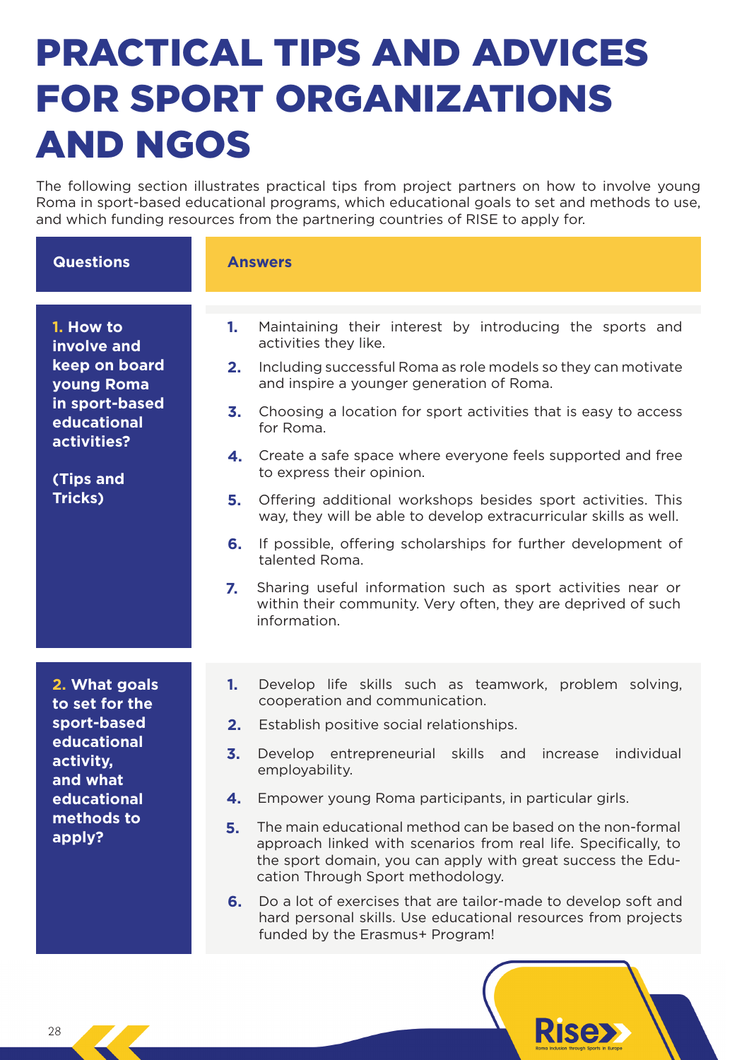# PRACTICAL TIPS AND ADVICES FOR SPORT ORGANIZATIONS AND NGOS

The following section illustrates practical tips from project partners on how to involve young Roma in sport-based educational programs, which educational goals to set and methods to use, and which funding resources from the partnering countries of RISE to apply for.

| Questions | Answers |
|---|---|
| **1. How to involve and keep on board young Roma in sport-based educational activities? (Tips and Tricks)** | 1. Maintaining their interest by introducing the sports and activities they like.<br>2. Including successful Roma as role models so they can motivate and inspire a younger generation of Roma.<br>3. Choosing a location for sport activities that is easy to access for Roma.<br>4. Create a safe space where everyone feels supported and free to express their opinion.<br>5. Offering additional workshops besides sport activities. This way, they will be able to develop extracurricular skills as well.<br>6. If possible, offering scholarships for further development of talented Roma.<br>7. Sharing useful information such as sport activities near or within their community. Very often, they are deprived of such information. |
| **2. What goals to set for the sport-based educational activity, and what educational methods to apply?** | 1. Develop life skills such as teamwork, problem solving, cooperation and communication.<br>2. Establish positive social relationships.<br>3. Develop entrepreneurial skills and increase individual employability.<br>4. Empower young Roma participants, in particular girls.<br>5. The main educational method can be based on the non-formal approach linked with scenarios from real life. Specifically, to the sport domain, you can apply with great success the Education Through Sport methodology.<br>6. Do a lot of exercises that are tailor-made to develop soft and hard personal skills. Use educational resources from projects funded by the Erasmus+ Program! |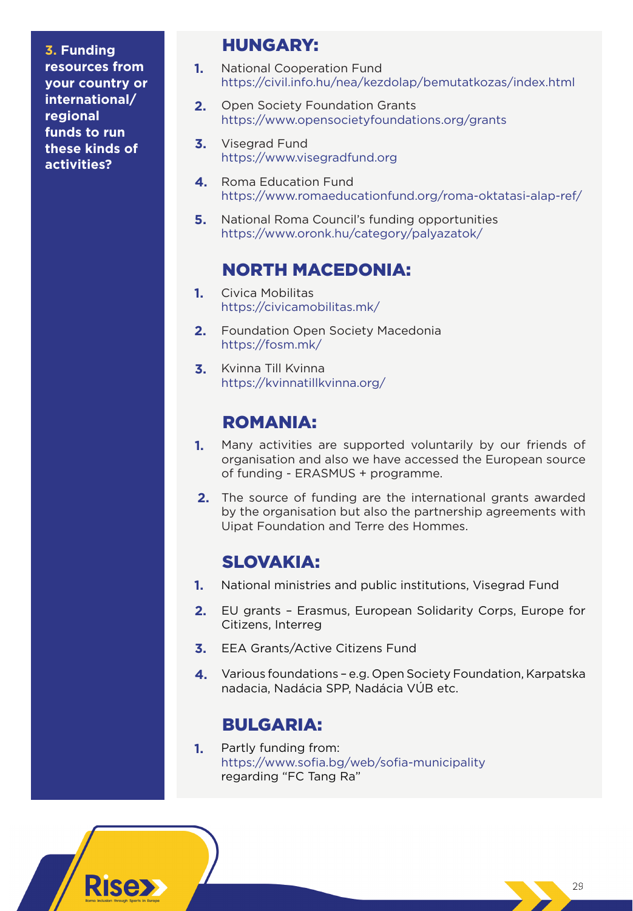**3. Funding resources from your country or international/ regional funds to run these kinds of activities?**

## HUNGARY:

1. National Cooperation Fund
   https://civil.info.hu/nea/kezdolap/bemutatkozas/index.html
2. Open Society Foundation Grants
   https://www.opensocietyfoundations.org/grants
3. Visegrad Fund
   https://www.visegradfund.org
4. Roma Education Fund
   https://www.romaeducationfund.org/roma-oktatasi-alap-ref/
5. National Roma Council's funding opportunities
   https://www.oronk.hu/category/palyazatok/

## NORTH MACEDONIA:

1. Civica Mobilitas
   https://civicamobilitas.mk/
2. Foundation Open Society Macedonia
   https://fosm.mk/
3. Kvinna Till Kvinna
   https://kvinnatillkvinna.org/

## ROMANIA:

1. Many activities are supported voluntarily by our friends of organisation and also we have accessed the European source of funding - ERASMUS + programme.
2. The source of funding are the international grants awarded by the organisation but also the partnership agreements with Uipat Foundation and Terre des Hommes.

## SLOVAKIA:

1. National ministries and public institutions, Visegrad Fund
2. EU grants – Erasmus, European Solidarity Corps, Europe for Citizens, Interreg
3. EEA Grants/Active Citizens Fund
4. Various foundations – e.g. Open Society Foundation, Karpatska nadacia, Nadácia SPP, Nadácia VÚB etc.

## BULGARIA:

1. Partly funding from:
   https://www.sofia.bg/web/sofia-municipality
   regarding "FC Tang Ra"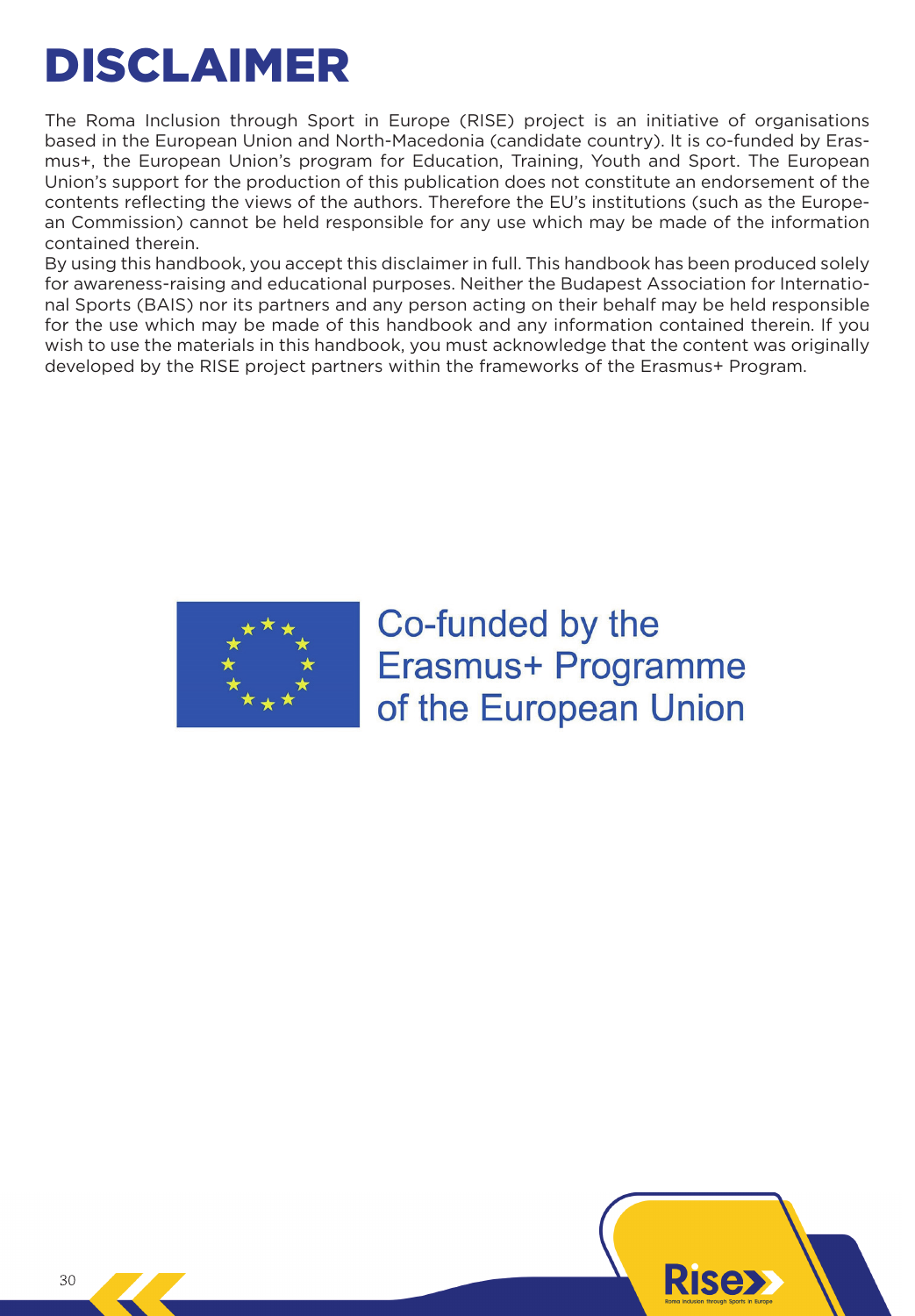# DISCLAIMER

The Roma Inclusion through Sport in Europe (RISE) project is an initiative of organisations based in the European Union and North-Macedonia (candidate country). It is co-funded by Erasmus+, the European Union's program for Education, Training, Youth and Sport. The European Union's support for the production of this publication does not constitute an endorsement of the contents reflecting the views of the authors. Therefore the EU's institutions (such as the European Commission) cannot be held responsible for any use which may be made of the information contained therein.

By using this handbook, you accept this disclaimer in full. This handbook has been produced solely for awareness-raising and educational purposes. Neither the Budapest Association for International Sports (BAIS) nor its partners and any person acting on their behalf may be held responsible for the use which may be made of this handbook and any information contained therein. If you wish to use the materials in this handbook, you must acknowledge that the content was originally developed by the RISE project partners within the frameworks of the Erasmus+ Program.

Co-funded by the Erasmus+ Programme of the European Union

Rise

Roma Inclusion through Sports in Europe